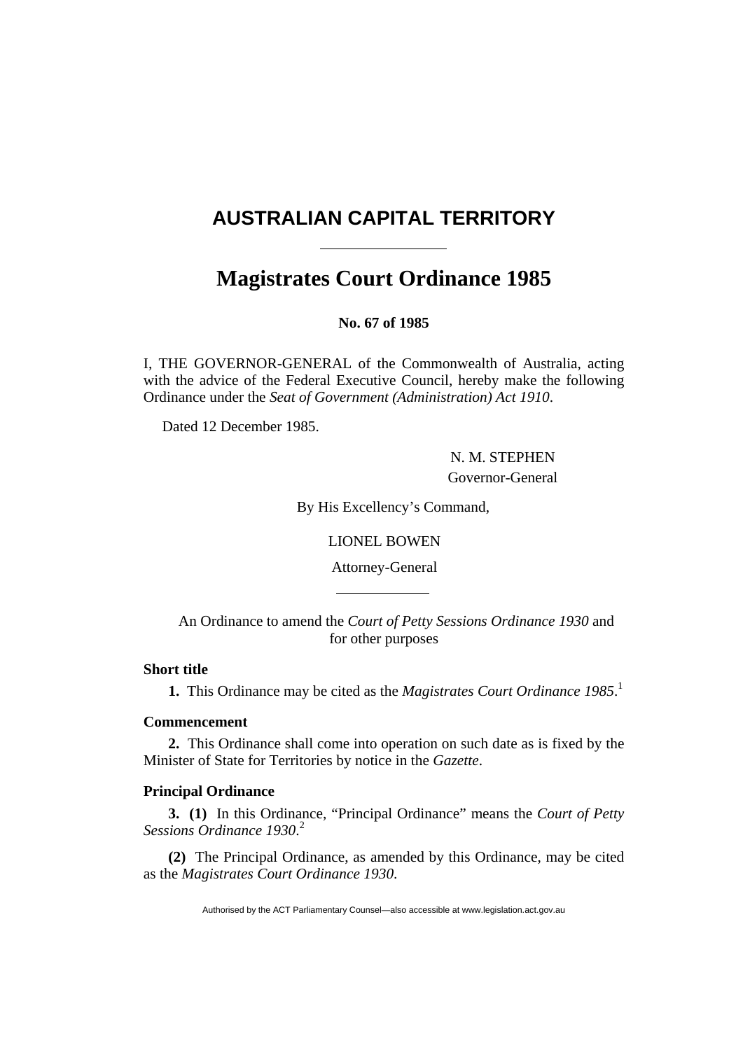# AUSTRALIAN CAPITAL TERRITORY

# Magistrates Court Ordinance 1985

**No. 67 of 1985**

I, THE GOVERNOR-GENERAL of the Commonwealth of Australia, acting with the advice of the Federal Executive Council, hereby make the following Ordinance under the *Seat of Government (Administration) Act 1910*.

Dated 12 December 1985.

N. M. STEPHEN
Governor-General

By His Excellency's Command,

LIONEL BOWEN
Attorney-General

An Ordinance to amend the *Court of Petty Sessions Ordinance 1930* and for other purposes

### Short title

**1.** This Ordinance may be cited as the *Magistrates Court Ordinance 1985*.[1]

### Commencement

**2.** This Ordinance shall come into operation on such date as is fixed by the Minister of State for Territories by notice in the *Gazette*.

### Principal Ordinance

**3. (1)** In this Ordinance, "Principal Ordinance" means the *Court of Petty Sessions Ordinance 1930*.[2]

**(2)** The Principal Ordinance, as amended by this Ordinance, may be cited as the *Magistrates Court Ordinance 1930*.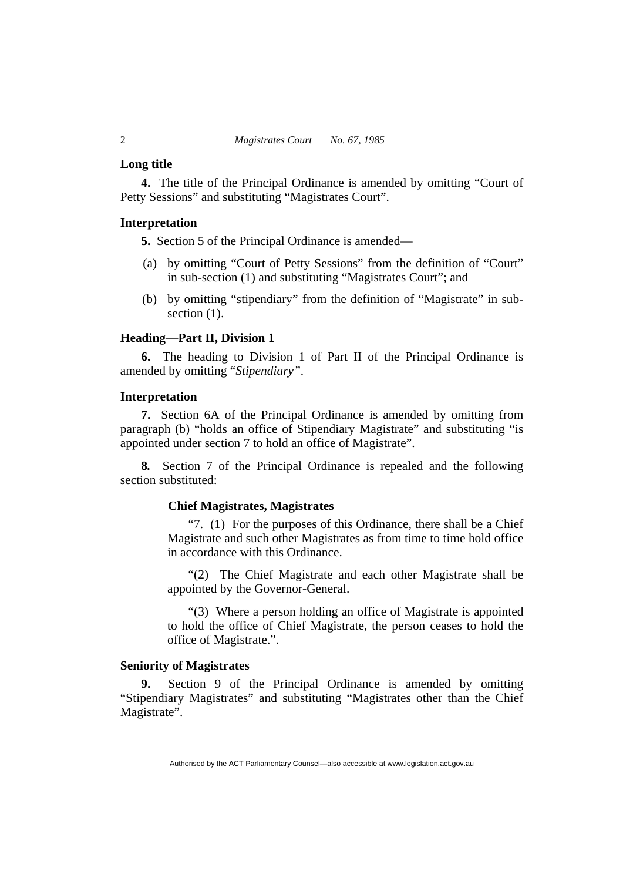**Long title**

**4.** The title of the Principal Ordinance is amended by omitting "Court of Petty Sessions" and substituting "Magistrates Court".

**Interpretation**

**5.** Section 5 of the Principal Ordinance is amended—

(a) by omitting "Court of Petty Sessions" from the definition of "Court" in sub-section (1) and substituting "Magistrates Court"; and

(b) by omitting "stipendiary" from the definition of "Magistrate" in sub-section (1).

**Heading—Part II, Division 1**

**6.** The heading to Division 1 of Part II of the Principal Ordinance is amended by omitting "*Stipendiary*".

**Interpretation**

**7.** Section 6A of the Principal Ordinance is amended by omitting from paragraph (b) "holds an office of Stipendiary Magistrate" and substituting "is appointed under section 7 to hold an office of Magistrate".

**8.** Section 7 of the Principal Ordinance is repealed and the following section substituted:

**Chief Magistrates, Magistrates**

"7. (1) For the purposes of this Ordinance, there shall be a Chief Magistrate and such other Magistrates as from time to time hold office in accordance with this Ordinance.

"(2) The Chief Magistrate and each other Magistrate shall be appointed by the Governor-General.

"(3) Where a person holding an office of Magistrate is appointed to hold the office of Chief Magistrate, the person ceases to hold the office of Magistrate.".

**Seniority of Magistrates**

**9.** Section 9 of the Principal Ordinance is amended by omitting "Stipendiary Magistrates" and substituting "Magistrates other than the Chief Magistrate".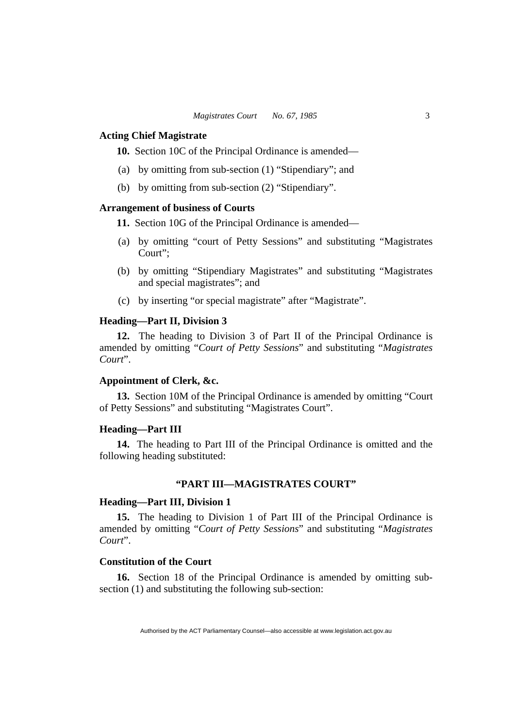**Acting Chief Magistrate**

**10.** Section 10C of the Principal Ordinance is amended—

(a) by omitting from sub-section (1) "Stipendiary"; and

(b) by omitting from sub-section (2) "Stipendiary".

**Arrangement of business of Courts**

**11.** Section 10G of the Principal Ordinance is amended—

(a) by omitting "court of Petty Sessions" and substituting "Magistrates Court";

(b) by omitting "Stipendiary Magistrates" and substituting "Magistrates and special magistrates"; and

(c) by inserting "or special magistrate" after "Magistrate".

**Heading—Part II, Division 3**

**12.** The heading to Division 3 of Part II of the Principal Ordinance is amended by omitting "*Court of Petty Sessions*" and substituting "*Magistrates Court*".

**Appointment of Clerk, &c.**

**13.** Section 10M of the Principal Ordinance is amended by omitting "Court of Petty Sessions" and substituting "Magistrates Court".

**Heading—Part III**

**14.** The heading to Part III of the Principal Ordinance is omitted and the following heading substituted:

**"PART III—MAGISTRATES COURT"**

**Heading—Part III, Division 1**

**15.** The heading to Division 1 of Part III of the Principal Ordinance is amended by omitting "*Court of Petty Sessions*" and substituting "*Magistrates Court*".

**Constitution of the Court**

**16.** Section 18 of the Principal Ordinance is amended by omitting sub-section (1) and substituting the following sub-section: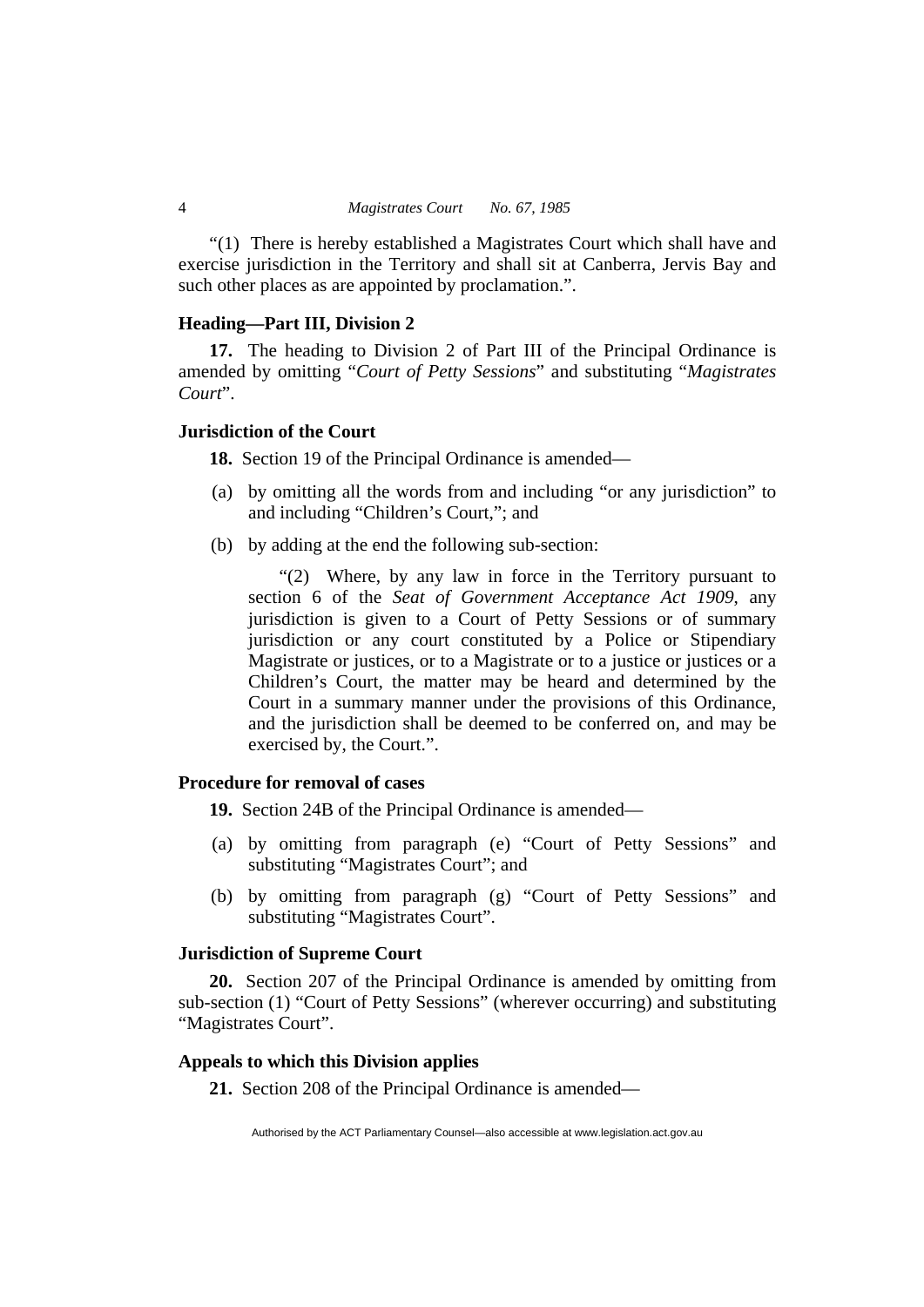"(1) There is hereby established a Magistrates Court which shall have and exercise jurisdiction in the Territory and shall sit at Canberra, Jervis Bay and such other places as are appointed by proclamation.".

**Heading—Part III, Division 2**

**17.** The heading to Division 2 of Part III of the Principal Ordinance is amended by omitting "*Court of Petty Sessions*" and substituting "*Magistrates Court*".

**Jurisdiction of the Court**

**18.** Section 19 of the Principal Ordinance is amended—

(a) by omitting all the words from and including "or any jurisdiction" to and including "Children's Court,"; and

(b) by adding at the end the following sub-section:

> "(2) Where, by any law in force in the Territory pursuant to section 6 of the *Seat of Government Acceptance Act 1909*, any jurisdiction is given to a Court of Petty Sessions or of summary jurisdiction or any court constituted by a Police or Stipendiary Magistrate or justices, or to a Magistrate or to a justice or justices or a Children's Court, the matter may be heard and determined by the Court in a summary manner under the provisions of this Ordinance, and the jurisdiction shall be deemed to be conferred on, and may be exercised by, the Court.".

**Procedure for removal of cases**

**19.** Section 24B of the Principal Ordinance is amended—

(a) by omitting from paragraph (e) "Court of Petty Sessions" and substituting "Magistrates Court"; and

(b) by omitting from paragraph (g) "Court of Petty Sessions" and substituting "Magistrates Court".

**Jurisdiction of Supreme Court**

**20.** Section 207 of the Principal Ordinance is amended by omitting from sub-section (1) "Court of Petty Sessions" (wherever occurring) and substituting "Magistrates Court".

**Appeals to which this Division applies**

**21.** Section 208 of the Principal Ordinance is amended—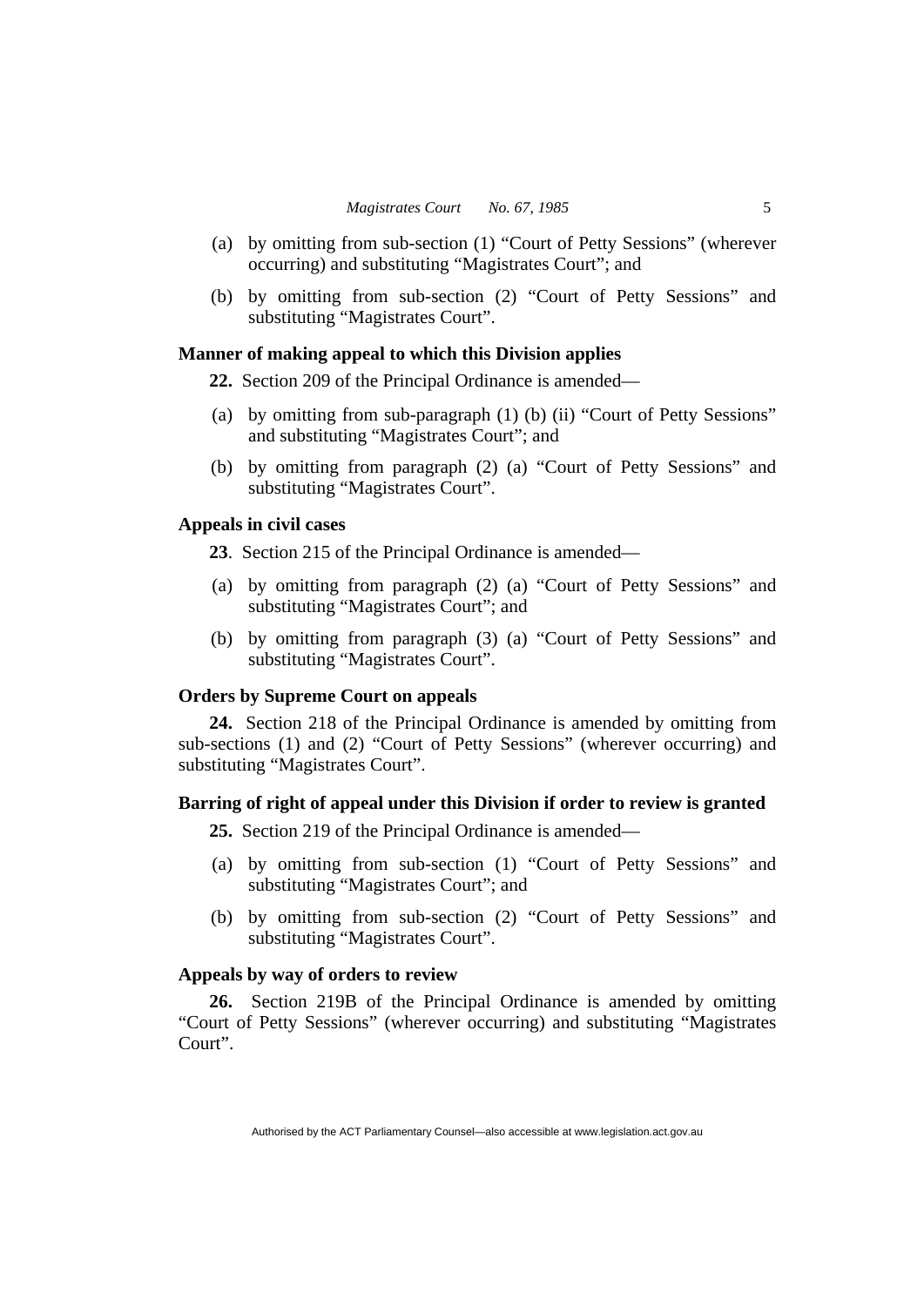(a) by omitting from sub-section (1) "Court of Petty Sessions" (wherever occurring) and substituting "Magistrates Court"; and

(b) by omitting from sub-section (2) "Court of Petty Sessions" and substituting "Magistrates Court".

**Manner of making appeal to which this Division applies**

**22.** Section 209 of the Principal Ordinance is amended—

(a) by omitting from sub-paragraph (1) (b) (ii) "Court of Petty Sessions" and substituting "Magistrates Court"; and

(b) by omitting from paragraph (2) (a) "Court of Petty Sessions" and substituting "Magistrates Court".

**Appeals in civil cases**

**23**. Section 215 of the Principal Ordinance is amended—

(a) by omitting from paragraph (2) (a) "Court of Petty Sessions" and substituting "Magistrates Court"; and

(b) by omitting from paragraph (3) (a) "Court of Petty Sessions" and substituting "Magistrates Court".

**Orders by Supreme Court on appeals**

**24.** Section 218 of the Principal Ordinance is amended by omitting from sub-sections (1) and (2) "Court of Petty Sessions" (wherever occurring) and substituting "Magistrates Court".

**Barring of right of appeal under this Division if order to review is granted**

**25.** Section 219 of the Principal Ordinance is amended—

(a) by omitting from sub-section (1) "Court of Petty Sessions" and substituting "Magistrates Court"; and

(b) by omitting from sub-section (2) "Court of Petty Sessions" and substituting "Magistrates Court".

**Appeals by way of orders to review**

**26.** Section 219B of the Principal Ordinance is amended by omitting "Court of Petty Sessions" (wherever occurring) and substituting "Magistrates Court".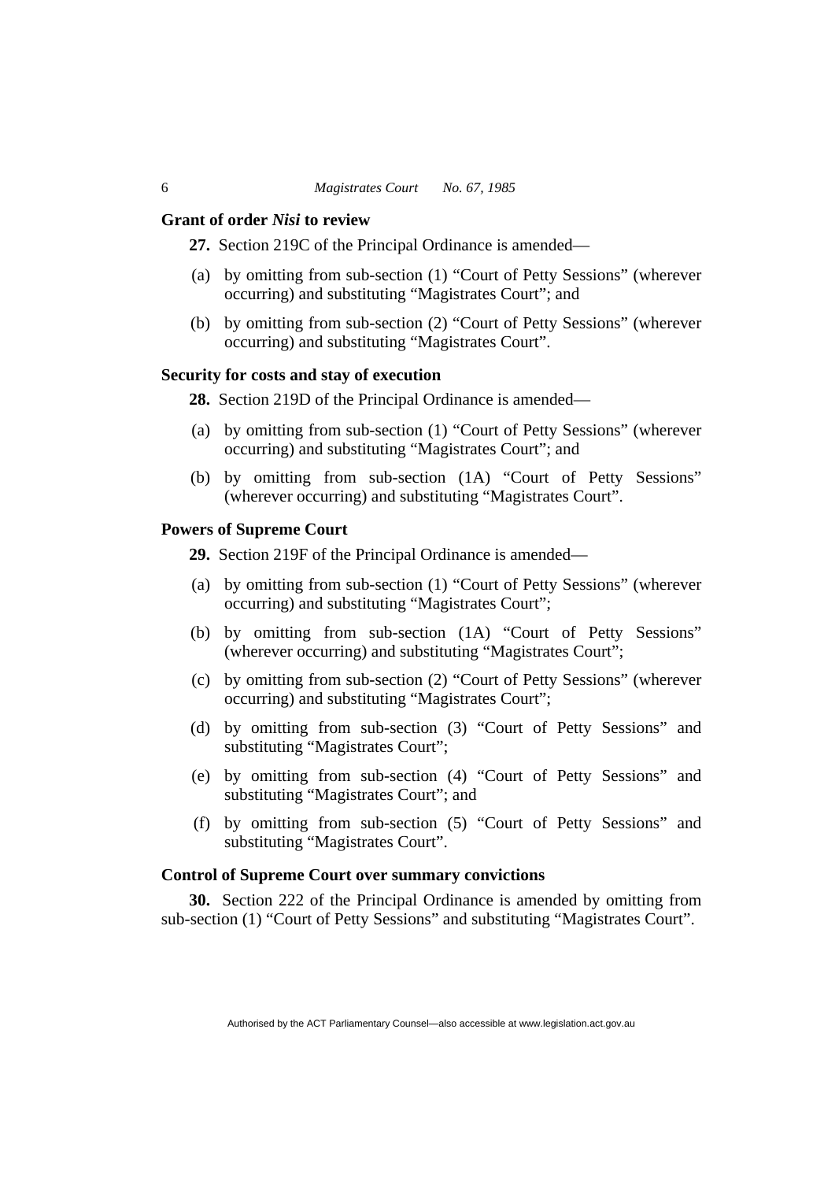**Grant of order *Nisi* to review**

**27.** Section 219C of the Principal Ordinance is amended—

(a) by omitting from sub-section (1) "Court of Petty Sessions" (wherever occurring) and substituting "Magistrates Court"; and

(b) by omitting from sub-section (2) "Court of Petty Sessions" (wherever occurring) and substituting "Magistrates Court".

**Security for costs and stay of execution**

**28.** Section 219D of the Principal Ordinance is amended—

(a) by omitting from sub-section (1) "Court of Petty Sessions" (wherever occurring) and substituting "Magistrates Court"; and

(b) by omitting from sub-section (1A) "Court of Petty Sessions" (wherever occurring) and substituting "Magistrates Court".

**Powers of Supreme Court**

**29.** Section 219F of the Principal Ordinance is amended—

(a) by omitting from sub-section (1) "Court of Petty Sessions" (wherever occurring) and substituting "Magistrates Court";

(b) by omitting from sub-section (1A) "Court of Petty Sessions" (wherever occurring) and substituting "Magistrates Court";

(c) by omitting from sub-section (2) "Court of Petty Sessions" (wherever occurring) and substituting "Magistrates Court";

(d) by omitting from sub-section (3) "Court of Petty Sessions" and substituting "Magistrates Court";

(e) by omitting from sub-section (4) "Court of Petty Sessions" and substituting "Magistrates Court"; and

(f) by omitting from sub-section (5) "Court of Petty Sessions" and substituting "Magistrates Court".

**Control of Supreme Court over summary convictions**

**30.** Section 222 of the Principal Ordinance is amended by omitting from sub-section (1) "Court of Petty Sessions" and substituting "Magistrates Court".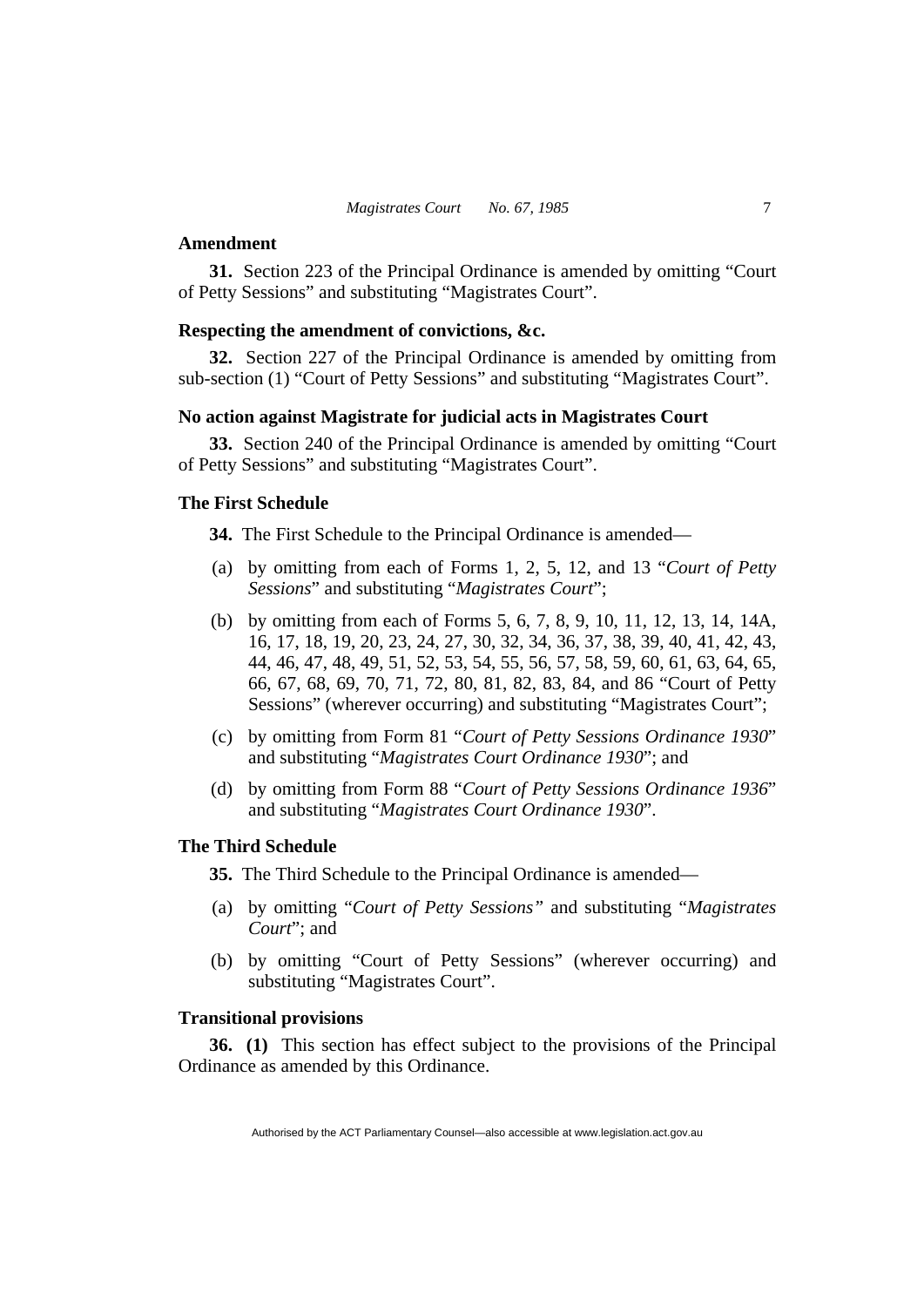**Amendment**

**31.** Section 223 of the Principal Ordinance is amended by omitting "Court of Petty Sessions" and substituting "Magistrates Court".

**Respecting the amendment of convictions, &c.**

**32.** Section 227 of the Principal Ordinance is amended by omitting from sub-section (1) "Court of Petty Sessions" and substituting "Magistrates Court".

**No action against Magistrate for judicial acts in Magistrates Court**

**33.** Section 240 of the Principal Ordinance is amended by omitting "Court of Petty Sessions" and substituting "Magistrates Court".

**The First Schedule**

**34.** The First Schedule to the Principal Ordinance is amended—

(a) by omitting from each of Forms 1, 2, 5, 12, and 13 "*Court of Petty Sessions*" and substituting "*Magistrates Court*";

(b) by omitting from each of Forms 5, 6, 7, 8, 9, 10, 11, 12, 13, 14, 14A, 16, 17, 18, 19, 20, 23, 24, 27, 30, 32, 34, 36, 37, 38, 39, 40, 41, 42, 43, 44, 46, 47, 48, 49, 51, 52, 53, 54, 55, 56, 57, 58, 59, 60, 61, 63, 64, 65, 66, 67, 68, 69, 70, 71, 72, 80, 81, 82, 83, 84, and 86 "Court of Petty Sessions" (wherever occurring) and substituting "Magistrates Court";

(c) by omitting from Form 81 "*Court of Petty Sessions Ordinance 1930*" and substituting "*Magistrates Court Ordinance 1930*"; and

(d) by omitting from Form 88 "*Court of Petty Sessions Ordinance 1936*" and substituting "*Magistrates Court Ordinance 1930*".

**The Third Schedule**

**35.** The Third Schedule to the Principal Ordinance is amended—

(a) by omitting "*Court of Petty Sessions*" and substituting "*Magistrates Court*"; and

(b) by omitting "Court of Petty Sessions" (wherever occurring) and substituting "Magistrates Court".

**Transitional provisions**

**36. (1)** This section has effect subject to the provisions of the Principal Ordinance as amended by this Ordinance.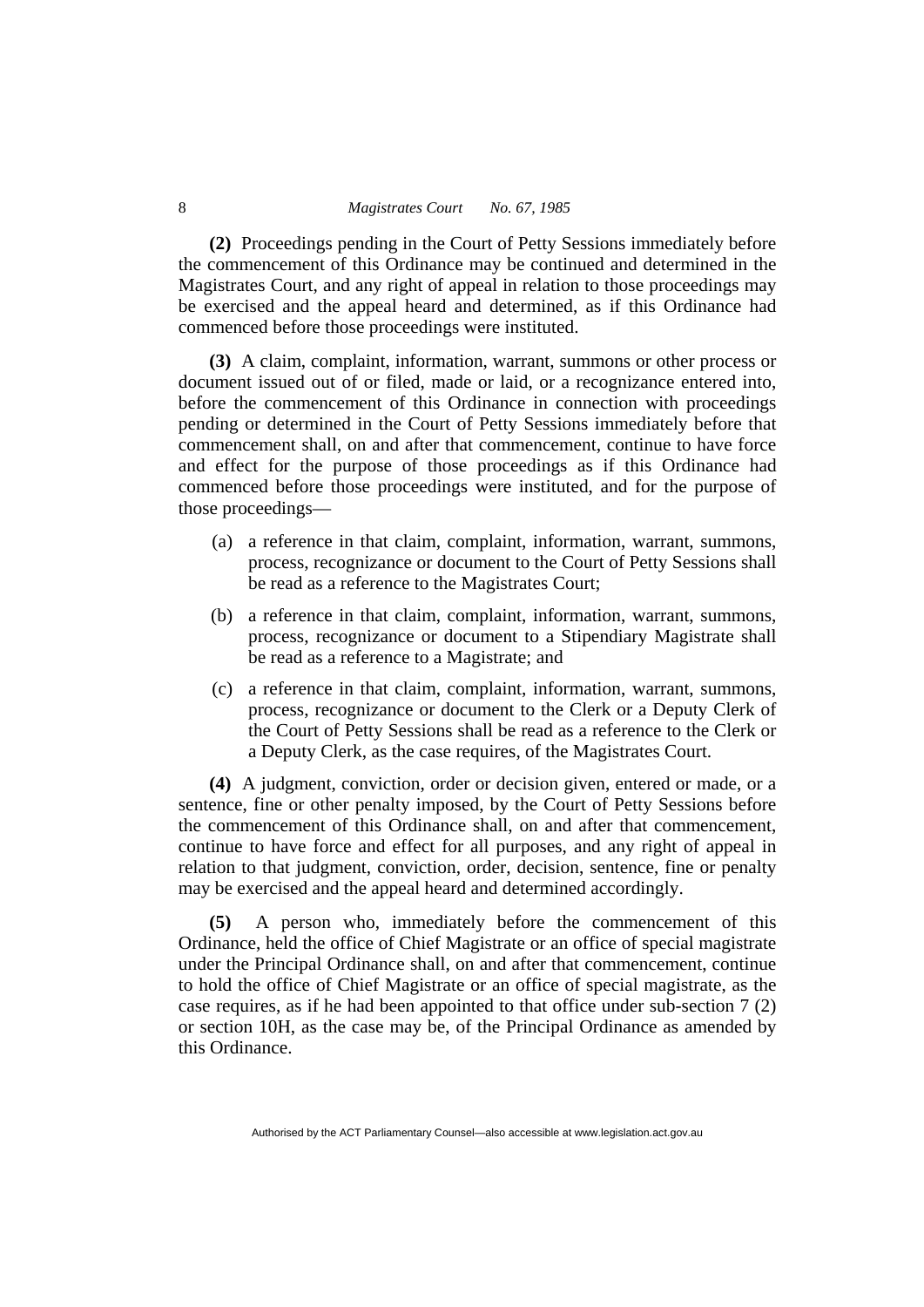**(2)** Proceedings pending in the Court of Petty Sessions immediately before the commencement of this Ordinance may be continued and determined in the Magistrates Court, and any right of appeal in relation to those proceedings may be exercised and the appeal heard and determined, as if this Ordinance had commenced before those proceedings were instituted.

**(3)** A claim, complaint, information, warrant, summons or other process or document issued out of or filed, made or laid, or a recognizance entered into, before the commencement of this Ordinance in connection with proceedings pending or determined in the Court of Petty Sessions immediately before that commencement shall, on and after that commencement, continue to have force and effect for the purpose of those proceedings as if this Ordinance had commenced before those proceedings were instituted, and for the purpose of those proceedings—

(a) a reference in that claim, complaint, information, warrant, summons, process, recognizance or document to the Court of Petty Sessions shall be read as a reference to the Magistrates Court;

(b) a reference in that claim, complaint, information, warrant, summons, process, recognizance or document to a Stipendiary Magistrate shall be read as a reference to a Magistrate; and

(c) a reference in that claim, complaint, information, warrant, summons, process, recognizance or document to the Clerk or a Deputy Clerk of the Court of Petty Sessions shall be read as a reference to the Clerk or a Deputy Clerk, as the case requires, of the Magistrates Court.

**(4)** A judgment, conviction, order or decision given, entered or made, or a sentence, fine or other penalty imposed, by the Court of Petty Sessions before the commencement of this Ordinance shall, on and after that commencement, continue to have force and effect for all purposes, and any right of appeal in relation to that judgment, conviction, order, decision, sentence, fine or penalty may be exercised and the appeal heard and determined accordingly.

**(5)** A person who, immediately before the commencement of this Ordinance, held the office of Chief Magistrate or an office of special magistrate under the Principal Ordinance shall, on and after that commencement, continue to hold the office of Chief Magistrate or an office of special magistrate, as the case requires, as if he had been appointed to that office under sub-section 7 (2) or section 10H, as the case may be, of the Principal Ordinance as amended by this Ordinance.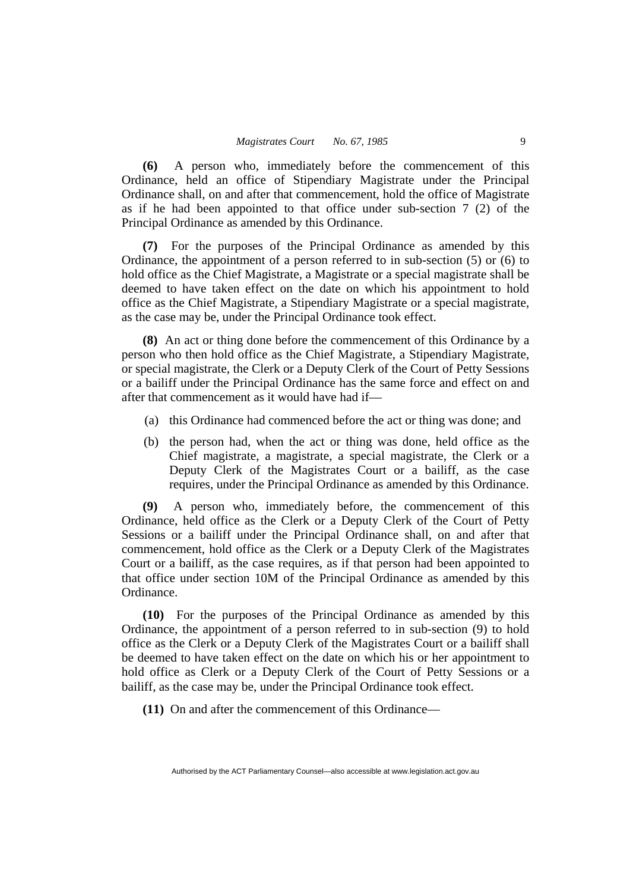**(6)** A person who, immediately before the commencement of this Ordinance, held an office of Stipendiary Magistrate under the Principal Ordinance shall, on and after that commencement, hold the office of Magistrate as if he had been appointed to that office under sub-section 7 (2) of the Principal Ordinance as amended by this Ordinance.

**(7)** For the purposes of the Principal Ordinance as amended by this Ordinance, the appointment of a person referred to in sub-section (5) or (6) to hold office as the Chief Magistrate, a Magistrate or a special magistrate shall be deemed to have taken effect on the date on which his appointment to hold office as the Chief Magistrate, a Stipendiary Magistrate or a special magistrate, as the case may be, under the Principal Ordinance took effect.

**(8)** An act or thing done before the commencement of this Ordinance by a person who then hold office as the Chief Magistrate, a Stipendiary Magistrate, or special magistrate, the Clerk or a Deputy Clerk of the Court of Petty Sessions or a bailiff under the Principal Ordinance has the same force and effect on and after that commencement as it would have had if—

(a) this Ordinance had commenced before the act or thing was done; and

(b) the person had, when the act or thing was done, held office as the Chief magistrate, a magistrate, a special magistrate, the Clerk or a Deputy Clerk of the Magistrates Court or a bailiff, as the case requires, under the Principal Ordinance as amended by this Ordinance.

**(9)** A person who, immediately before, the commencement of this Ordinance, held office as the Clerk or a Deputy Clerk of the Court of Petty Sessions or a bailiff under the Principal Ordinance shall, on and after that commencement, hold office as the Clerk or a Deputy Clerk of the Magistrates Court or a bailiff, as the case requires, as if that person had been appointed to that office under section 10M of the Principal Ordinance as amended by this Ordinance.

**(10)** For the purposes of the Principal Ordinance as amended by this Ordinance, the appointment of a person referred to in sub-section (9) to hold office as the Clerk or a Deputy Clerk of the Magistrates Court or a bailiff shall be deemed to have taken effect on the date on which his or her appointment to hold office as Clerk or a Deputy Clerk of the Court of Petty Sessions or a bailiff, as the case may be, under the Principal Ordinance took effect.

**(11)** On and after the commencement of this Ordinance—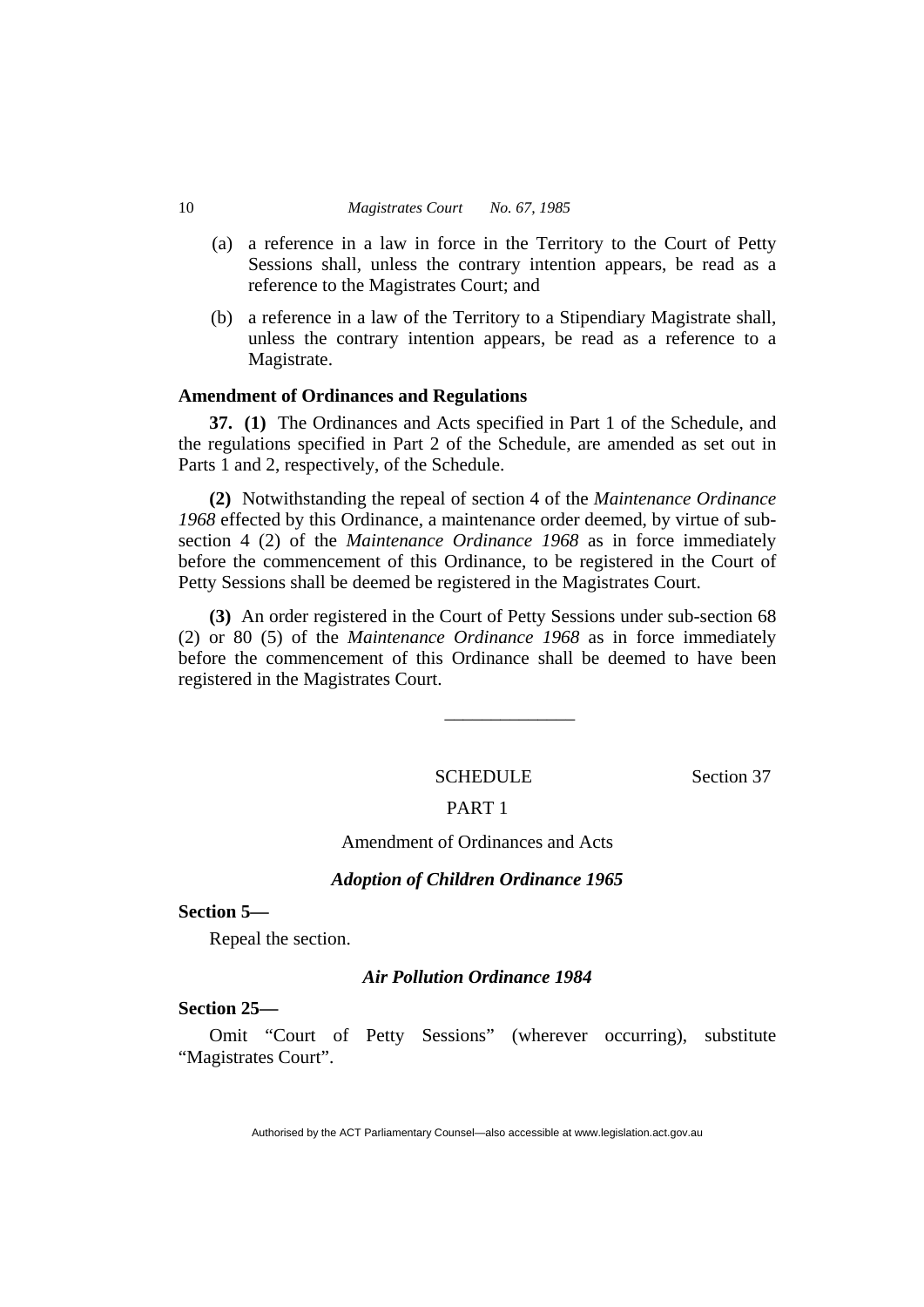(a) a reference in a law in force in the Territory to the Court of Petty Sessions shall, unless the contrary intention appears, be read as a reference to the Magistrates Court; and

(b) a reference in a law of the Territory to a Stipendiary Magistrate shall, unless the contrary intention appears, be read as a reference to a Magistrate.

**Amendment of Ordinances and Regulations**

**37. (1)** The Ordinances and Acts specified in Part 1 of the Schedule, and the regulations specified in Part 2 of the Schedule, are amended as set out in Parts 1 and 2, respectively, of the Schedule.

**(2)** Notwithstanding the repeal of section 4 of the *Maintenance Ordinance 1968* effected by this Ordinance, a maintenance order deemed, by virtue of sub-section 4 (2) of the *Maintenance Ordinance 1968* as in force immediately before the commencement of this Ordinance, to be registered in the Court of Petty Sessions shall be deemed be registered in the Magistrates Court.

**(3)** An order registered in the Court of Petty Sessions under sub-section 68 (2) or 80 (5) of the *Maintenance Ordinance 1968* as in force immediately before the commencement of this Ordinance shall be deemed to have been registered in the Magistrates Court.

---

SCHEDULE Section 37

PART 1

Amendment of Ordinances and Acts

***Adoption of Children Ordinance 1965***

**Section 5—**

Repeal the section.

***Air Pollution Ordinance 1984***

**Section 25—**

Omit "Court of Petty Sessions" (wherever occurring), substitute "Magistrates Court".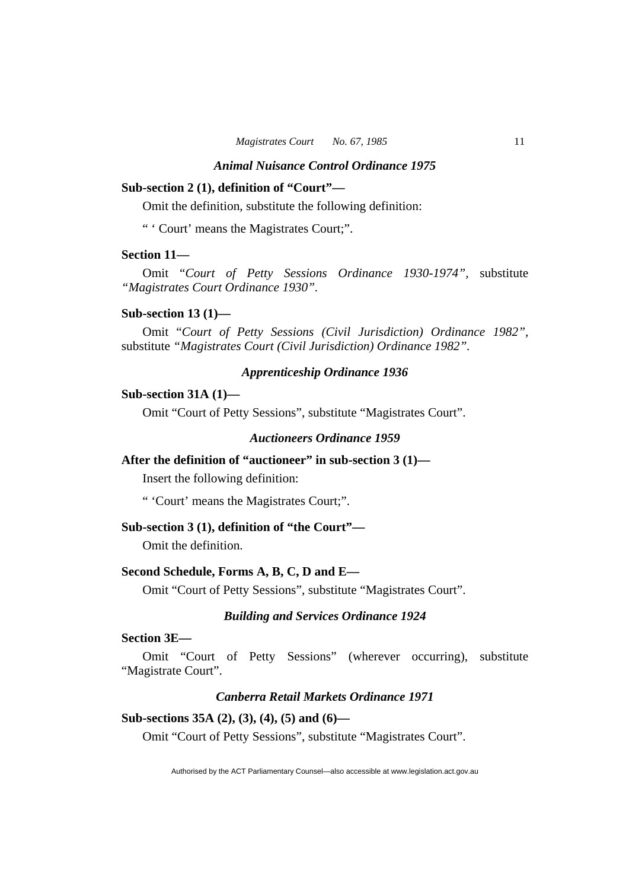### *Animal Nuisance Control Ordinance 1975*

**Sub-section 2 (1), definition of "Court"—**

Omit the definition, substitute the following definition:

" ' Court' means the Magistrates Court;".

**Section 11—**

Omit "*Court of Petty Sessions Ordinance 1930-1974"*, substitute *"Magistrates Court Ordinance 1930"*.

**Sub-section 13 (1)—**

Omit "*Court of Petty Sessions (Civil Jurisdiction) Ordinance 1982"*, substitute *"Magistrates Court (Civil Jurisdiction) Ordinance 1982"*.

### *Apprenticeship Ordinance 1936*

**Sub-section 31A (1)—**

Omit "Court of Petty Sessions", substitute "Magistrates Court".

### *Auctioneers Ordinance 1959*

**After the definition of "auctioneer" in sub-section 3 (1)—**

Insert the following definition:

" 'Court' means the Magistrates Court;".

**Sub-section 3 (1), definition of "the Court"—**

Omit the definition.

**Second Schedule, Forms A, B, C, D and E—**

Omit "Court of Petty Sessions", substitute "Magistrates Court".

### *Building and Services Ordinance 1924*

**Section 3E—**

Omit "Court of Petty Sessions" (wherever occurring), substitute "Magistrate Court".

### *Canberra Retail Markets Ordinance 1971*

**Sub-sections 35A (2), (3), (4), (5) and (6)—**

Omit "Court of Petty Sessions", substitute "Magistrates Court".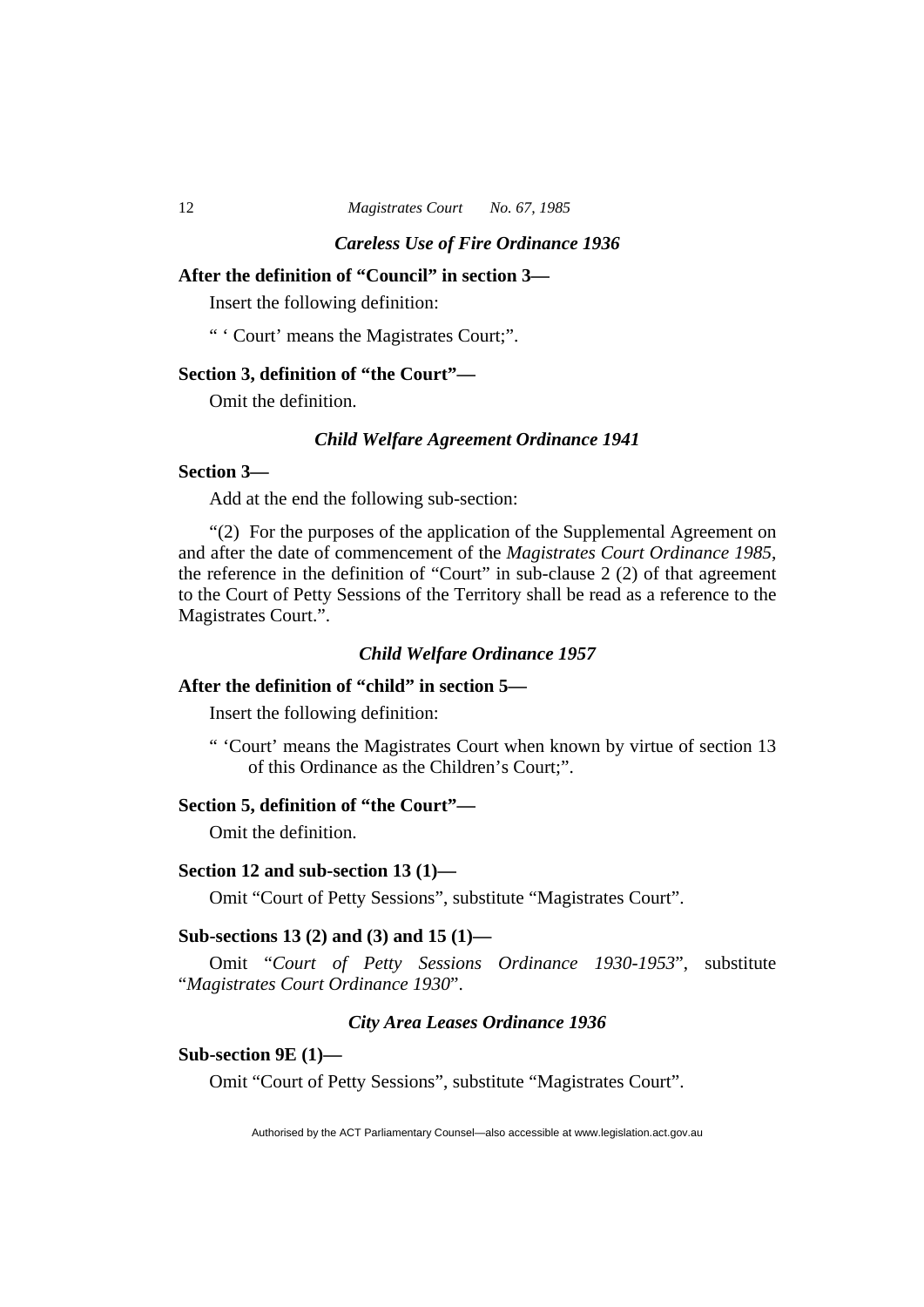### *Careless Use of Fire Ordinance 1936*

**After the definition of "Council" in section 3—**

Insert the following definition:

" ' Court' means the Magistrates Court;".

**Section 3, definition of "the Court"—**

Omit the definition.

### *Child Welfare Agreement Ordinance 1941*

**Section 3—**

Add at the end the following sub-section:

"(2) For the purposes of the application of the Supplemental Agreement on and after the date of commencement of the *Magistrates Court Ordinance 1985*, the reference in the definition of "Court" in sub-clause 2 (2) of that agreement to the Court of Petty Sessions of the Territory shall be read as a reference to the Magistrates Court.".

### *Child Welfare Ordinance 1957*

**After the definition of "child" in section 5—**

Insert the following definition:

" 'Court' means the Magistrates Court when known by virtue of section 13 of this Ordinance as the Children's Court;".

**Section 5, definition of "the Court"—**

Omit the definition.

**Section 12 and sub-section 13 (1)—**

Omit "Court of Petty Sessions", substitute "Magistrates Court".

**Sub-sections 13 (2) and (3) and 15 (1)—**

Omit "*Court of Petty Sessions Ordinance 1930-1953*", substitute "*Magistrates Court Ordinance 1930*".

### *City Area Leases Ordinance 1936*

**Sub-section 9E (1)—**

Omit "Court of Petty Sessions", substitute "Magistrates Court".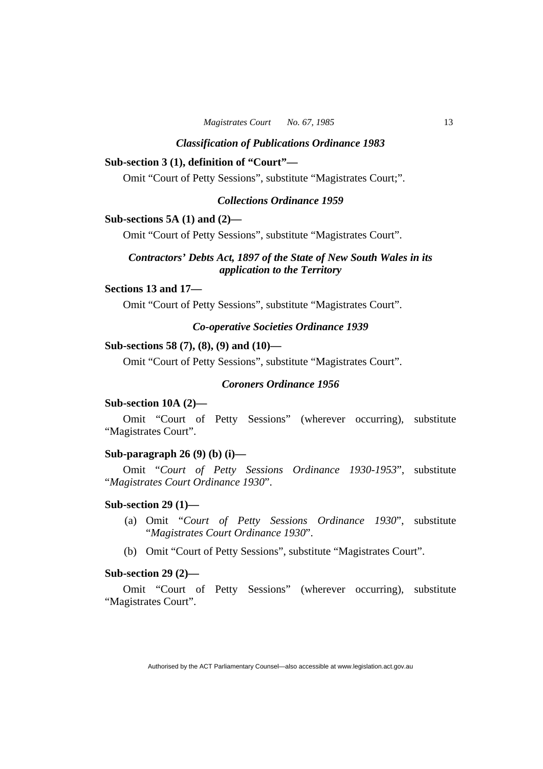***Classification of Publications Ordinance 1983***

**Sub-section 3 (1), definition of "Court"—**

Omit "Court of Petty Sessions", substitute "Magistrates Court;".

***Collections Ordinance 1959***

**Sub-sections 5A (1) and (2)—**

Omit "Court of Petty Sessions", substitute "Magistrates Court".

***Contractors' Debts Act, 1897 of the State of New South Wales in its application to the Territory***

**Sections 13 and 17—**

Omit "Court of Petty Sessions", substitute "Magistrates Court".

***Co-operative Societies Ordinance 1939***

**Sub-sections 58 (7), (8), (9) and (10)—**

Omit "Court of Petty Sessions", substitute "Magistrates Court".

***Coroners Ordinance 1956***

**Sub-section 10A (2)—**

Omit "Court of Petty Sessions" (wherever occurring), substitute "Magistrates Court".

**Sub-paragraph 26 (9) (b) (i)—**

Omit "*Court of Petty Sessions Ordinance 1930-1953*", substitute "*Magistrates Court Ordinance 1930*".

**Sub-section 29 (1)—**

(a) Omit "*Court of Petty Sessions Ordinance 1930*", substitute "*Magistrates Court Ordinance 1930*".

(b) Omit "Court of Petty Sessions", substitute "Magistrates Court".

**Sub-section 29 (2)—**

Omit "Court of Petty Sessions" (wherever occurring), substitute "Magistrates Court".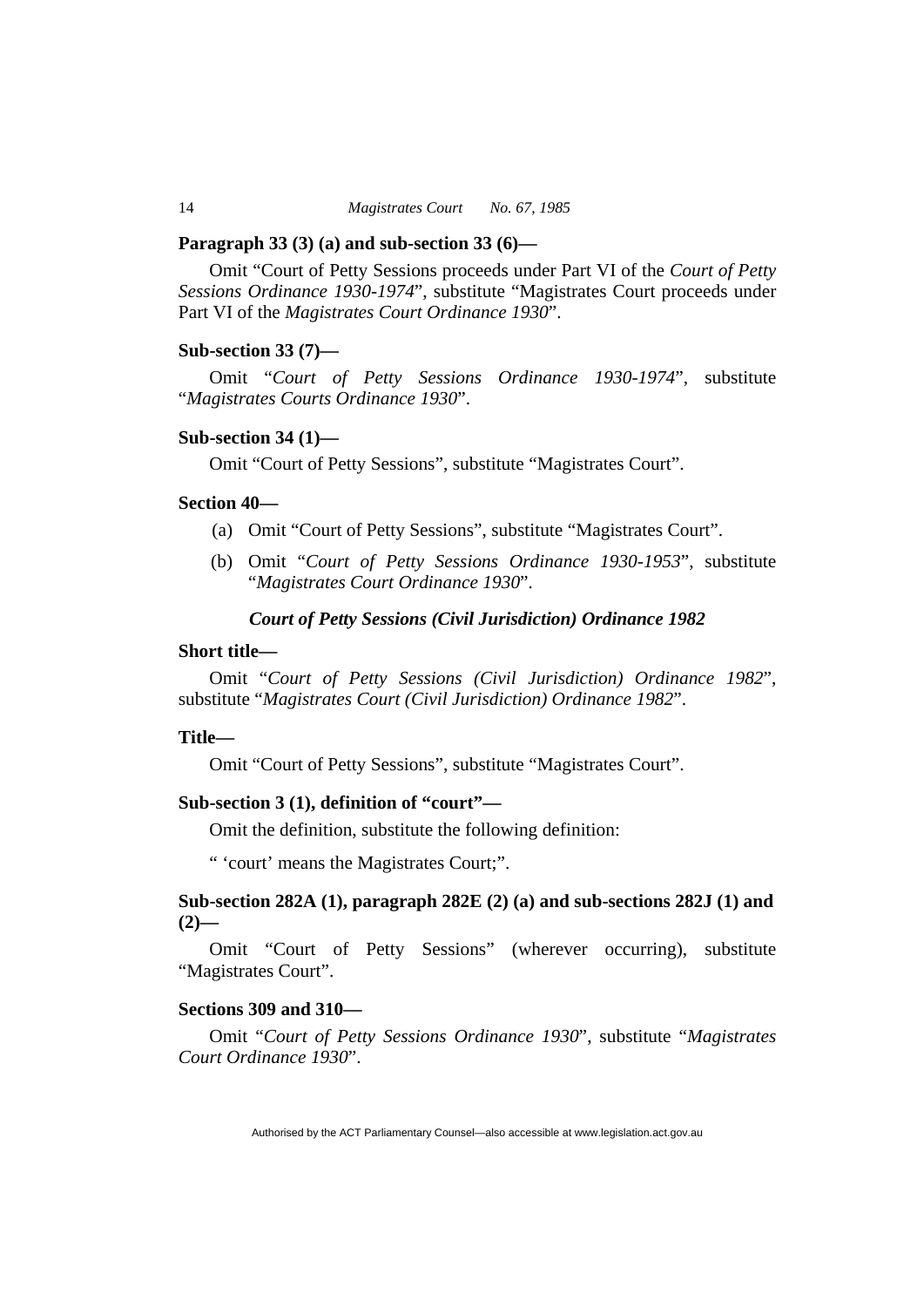**Paragraph 33 (3) (a) and sub-section 33 (6)—**

Omit "Court of Petty Sessions proceeds under Part VI of the *Court of Petty Sessions Ordinance 1930-1974*", substitute "Magistrates Court proceeds under Part VI of the *Magistrates Court Ordinance 1930*".

**Sub-section 33 (7)—**

Omit "*Court of Petty Sessions Ordinance 1930-1974*", substitute "*Magistrates Courts Ordinance 1930*".

**Sub-section 34 (1)—**

Omit "Court of Petty Sessions", substitute "Magistrates Court".

**Section 40—**

(a) Omit "Court of Petty Sessions", substitute "Magistrates Court".

(b) Omit "*Court of Petty Sessions Ordinance 1930-1953*", substitute "*Magistrates Court Ordinance 1930*".

***Court of Petty Sessions (Civil Jurisdiction) Ordinance 1982***

**Short title—**

Omit "*Court of Petty Sessions (Civil Jurisdiction) Ordinance 1982*", substitute "*Magistrates Court (Civil Jurisdiction) Ordinance 1982*".

**Title—**

Omit "Court of Petty Sessions", substitute "Magistrates Court".

**Sub-section 3 (1), definition of "court"—**

Omit the definition, substitute the following definition:

" 'court' means the Magistrates Court;".

**Sub-section 282A (1), paragraph 282E (2) (a) and sub-sections 282J (1) and (2)—**

Omit "Court of Petty Sessions" (wherever occurring), substitute "Magistrates Court".

**Sections 309 and 310—**

Omit "*Court of Petty Sessions Ordinance 1930*", substitute "*Magistrates Court Ordinance 1930*".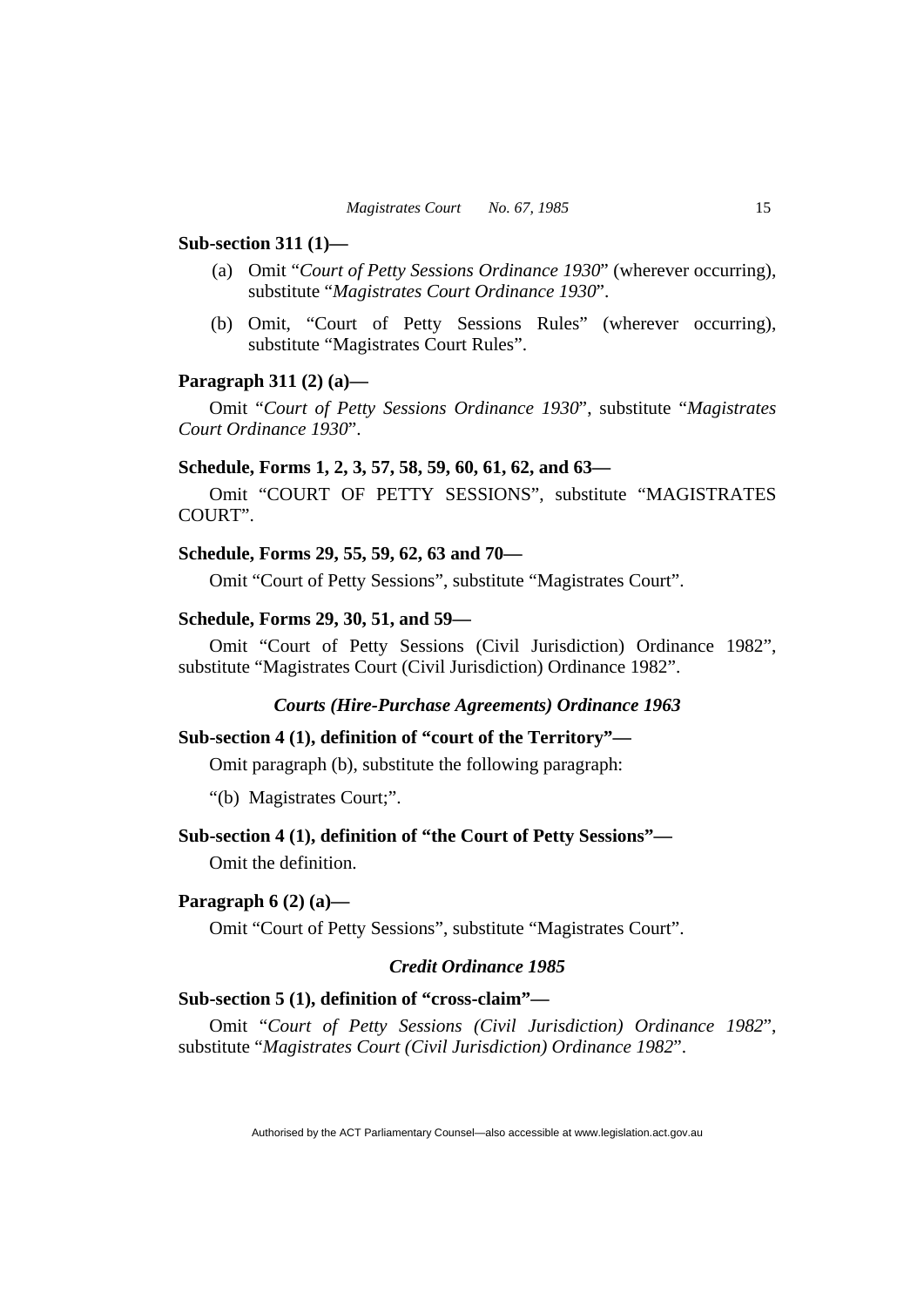**Sub-section 311 (1)—**

(a) Omit "*Court of Petty Sessions Ordinance 1930*" (wherever occurring), substitute "*Magistrates Court Ordinance 1930*".

(b) Omit, "Court of Petty Sessions Rules" (wherever occurring), substitute "Magistrates Court Rules".

**Paragraph 311 (2) (a)—**

Omit "*Court of Petty Sessions Ordinance 1930*", substitute "*Magistrates Court Ordinance 1930*".

**Schedule, Forms 1, 2, 3, 57, 58, 59, 60, 61, 62, and 63—**

Omit "COURT OF PETTY SESSIONS", substitute "MAGISTRATES COURT".

**Schedule, Forms 29, 55, 59, 62, 63 and 70—**

Omit "Court of Petty Sessions", substitute "Magistrates Court".

**Schedule, Forms 29, 30, 51, and 59—**

Omit "Court of Petty Sessions (Civil Jurisdiction) Ordinance 1982", substitute "Magistrates Court (Civil Jurisdiction) Ordinance 1982".

***Courts (Hire-Purchase Agreements) Ordinance 1963***

**Sub-section 4 (1), definition of "court of the Territory"—**

Omit paragraph (b), substitute the following paragraph:

"(b) Magistrates Court;".

**Sub-section 4 (1), definition of "the Court of Petty Sessions"—**

Omit the definition.

**Paragraph 6 (2) (a)—**

Omit "Court of Petty Sessions", substitute "Magistrates Court".

***Credit Ordinance 1985***

**Sub-section 5 (1), definition of "cross-claim"—**

Omit "*Court of Petty Sessions (Civil Jurisdiction) Ordinance 1982*", substitute "*Magistrates Court (Civil Jurisdiction) Ordinance 1982*".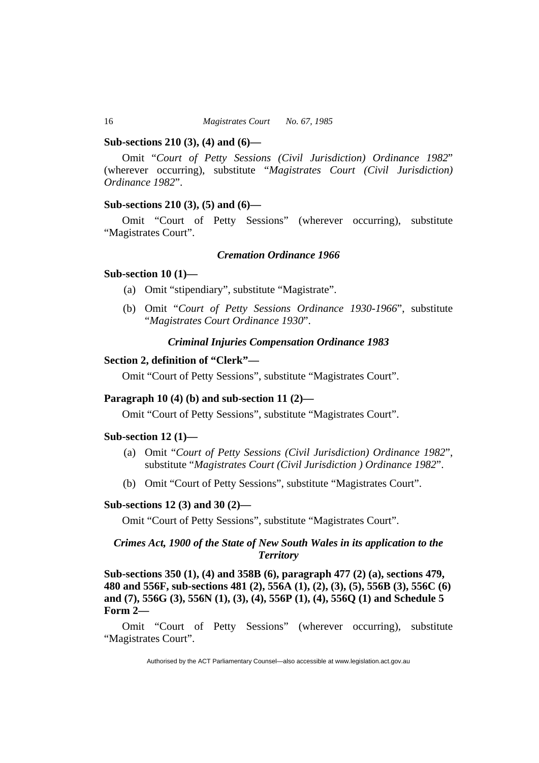**Sub-sections 210 (3), (4) and (6)—**

Omit "*Court of Petty Sessions (Civil Jurisdiction) Ordinance 1982*" (wherever occurring), substitute "*Magistrates Court (Civil Jurisdiction) Ordinance 1982*".

**Sub-sections 210 (3), (5) and (6)—**

Omit "Court of Petty Sessions" (wherever occurring), substitute "Magistrates Court".

### *Cremation Ordinance 1966*

**Sub-section 10 (1)—**

(a) Omit "stipendiary", substitute "Magistrate".

(b) Omit "*Court of Petty Sessions Ordinance 1930-1966*", substitute "*Magistrates Court Ordinance 1930*".

### *Criminal Injuries Compensation Ordinance 1983*

**Section 2, definition of "Clerk"—**

Omit "Court of Petty Sessions", substitute "Magistrates Court".

**Paragraph 10 (4) (b) and sub-section 11 (2)—**

Omit "Court of Petty Sessions", substitute "Magistrates Court".

**Sub-section 12 (1)—**

(a) Omit "*Court of Petty Sessions (Civil Jurisdiction) Ordinance 1982*", substitute "*Magistrates Court (Civil Jurisdiction ) Ordinance 1982*".

(b) Omit "Court of Petty Sessions", substitute "Magistrates Court".

**Sub-sections 12 (3) and 30 (2)—**

Omit "Court of Petty Sessions", substitute "Magistrates Court".

### *Crimes Act, 1900 of the State of New South Wales in its application to the Territory*

**Sub-sections 350 (1), (4) and 358B (6), paragraph 477 (2) (a), sections 479, 480 and 556F, sub-sections 481 (2), 556A (1), (2), (3), (5), 556B (3), 556C (6) and (7), 556G (3), 556N (1), (3), (4), 556P (1), (4), 556Q (1) and Schedule 5 Form 2—**

Omit "Court of Petty Sessions" (wherever occurring), substitute "Magistrates Court".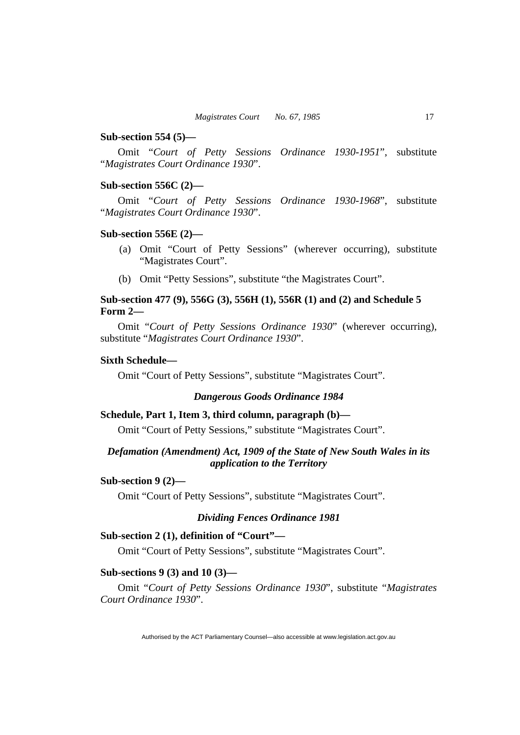**Sub-section 554 (5)—**

Omit "*Court of Petty Sessions Ordinance 1930-1951*", substitute "*Magistrates Court Ordinance 1930*".

**Sub-section 556C (2)—**

Omit "*Court of Petty Sessions Ordinance 1930-1968*", substitute "*Magistrates Court Ordinance 1930*".

**Sub-section 556E (2)—**

(a) Omit "Court of Petty Sessions" (wherever occurring), substitute "Magistrates Court".

(b) Omit "Petty Sessions", substitute "the Magistrates Court".

**Sub-section 477 (9), 556G (3), 556H (1), 556R (1) and (2) and Schedule 5 Form 2—**

Omit "*Court of Petty Sessions Ordinance 1930*" (wherever occurring), substitute "*Magistrates Court Ordinance 1930*".

**Sixth Schedule—**

Omit "Court of Petty Sessions", substitute "Magistrates Court".

***Dangerous Goods Ordinance 1984***

**Schedule, Part 1, Item 3, third column, paragraph (b)—**

Omit "Court of Petty Sessions," substitute "Magistrates Court".

***Defamation (Amendment) Act, 1909 of the State of New South Wales in its application to the Territory***

**Sub-section 9 (2)—**

Omit "Court of Petty Sessions", substitute "Magistrates Court".

***Dividing Fences Ordinance 1981***

**Sub-section 2 (1), definition of "Court"—**

Omit "Court of Petty Sessions", substitute "Magistrates Court".

**Sub-sections 9 (3) and 10 (3)—**

Omit "*Court of Petty Sessions Ordinance 1930*", substitute "*Magistrates Court Ordinance 1930*".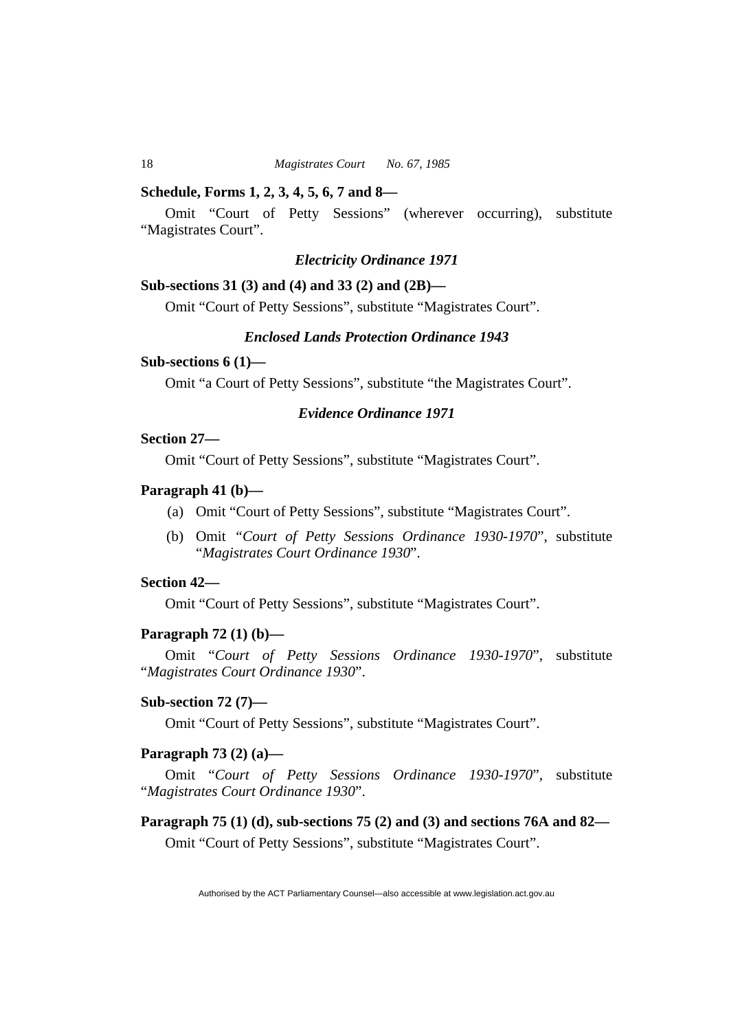**Schedule, Forms 1, 2, 3, 4, 5, 6, 7 and 8—**

Omit "Court of Petty Sessions" (wherever occurring), substitute "Magistrates Court".

### *Electricity Ordinance 1971*

**Sub-sections 31 (3) and (4) and 33 (2) and (2B)—**

Omit "Court of Petty Sessions", substitute "Magistrates Court".

### *Enclosed Lands Protection Ordinance 1943*

**Sub-sections 6 (1)—**

Omit "a Court of Petty Sessions", substitute "the Magistrates Court".

### *Evidence Ordinance 1971*

**Section 27—**

Omit "Court of Petty Sessions", substitute "Magistrates Court".

**Paragraph 41 (b)—**

(a) Omit "Court of Petty Sessions", substitute "Magistrates Court".

(b) Omit "*Court of Petty Sessions Ordinance 1930-1970*", substitute "*Magistrates Court Ordinance 1930*".

**Section 42—**

Omit "Court of Petty Sessions", substitute "Magistrates Court".

**Paragraph 72 (1) (b)—**

Omit "*Court of Petty Sessions Ordinance 1930-1970*", substitute "*Magistrates Court Ordinance 1930*".

**Sub-section 72 (7)—**

Omit "Court of Petty Sessions", substitute "Magistrates Court".

**Paragraph 73 (2) (a)—**

Omit "*Court of Petty Sessions Ordinance 1930-1970*", substitute "*Magistrates Court Ordinance 1930*".

**Paragraph 75 (1) (d), sub-sections 75 (2) and (3) and sections 76A and 82—**

Omit "Court of Petty Sessions", substitute "Magistrates Court".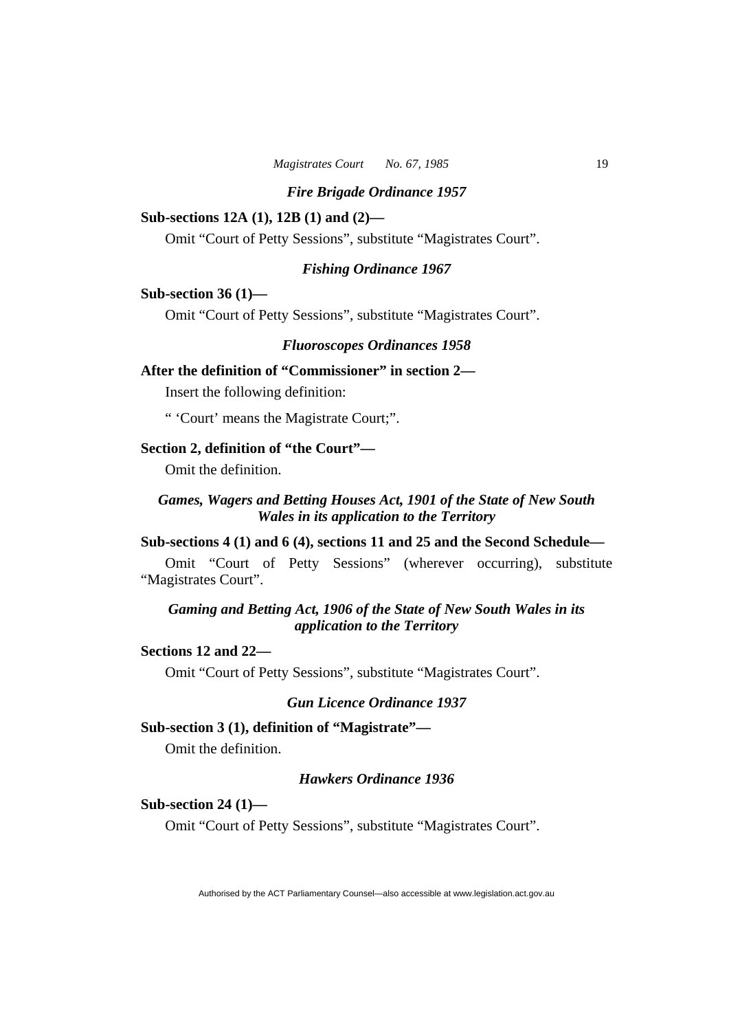### *Fire Brigade Ordinance 1957*

**Sub-sections 12A (1), 12B (1) and (2)—**

Omit "Court of Petty Sessions", substitute "Magistrates Court".

### *Fishing Ordinance 1967*

**Sub-section 36 (1)—**

Omit "Court of Petty Sessions", substitute "Magistrates Court".

### *Fluoroscopes Ordinances 1958*

**After the definition of "Commissioner" in section 2—**

Insert the following definition:

" 'Court' means the Magistrate Court;".

**Section 2, definition of "the Court"—**

Omit the definition.

### *Games, Wagers and Betting Houses Act, 1901 of the State of New South Wales in its application to the Territory*

**Sub-sections 4 (1) and 6 (4), sections 11 and 25 and the Second Schedule—**

Omit "Court of Petty Sessions" (wherever occurring), substitute "Magistrates Court".

### *Gaming and Betting Act, 1906 of the State of New South Wales in its application to the Territory*

**Sections 12 and 22—**

Omit "Court of Petty Sessions", substitute "Magistrates Court".

### *Gun Licence Ordinance 1937*

**Sub-section 3 (1), definition of "Magistrate"—**

Omit the definition.

### *Hawkers Ordinance 1936*

**Sub-section 24 (1)—**

Omit "Court of Petty Sessions", substitute "Magistrates Court".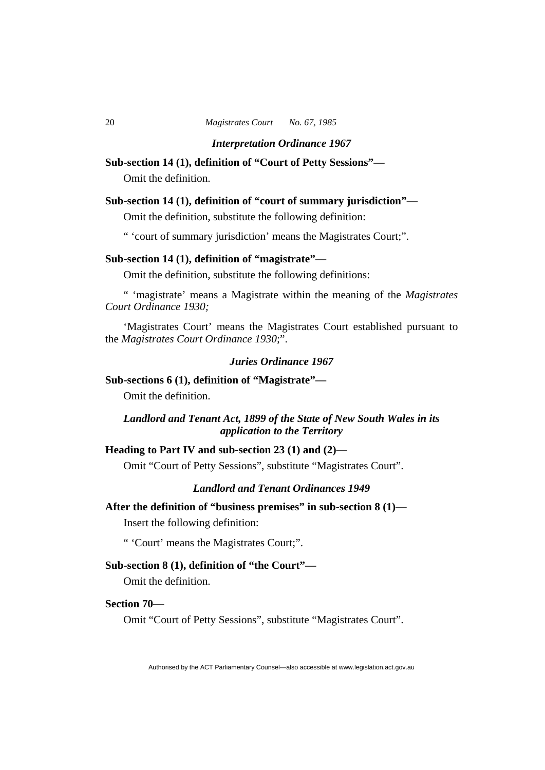### *Interpretation Ordinance 1967*

**Sub-section 14 (1), definition of "Court of Petty Sessions"—**

Omit the definition.

**Sub-section 14 (1), definition of "court of summary jurisdiction"—**

Omit the definition, substitute the following definition:

" 'court of summary jurisdiction' means the Magistrates Court;".

**Sub-section 14 (1), definition of "magistrate"—**

Omit the definition, substitute the following definitions:

" 'magistrate' means a Magistrate within the meaning of the *Magistrates Court Ordinance 1930;*

'Magistrates Court' means the Magistrates Court established pursuant to the *Magistrates Court Ordinance 1930*;".

### *Juries Ordinance 1967*

**Sub-sections 6 (1), definition of "Magistrate"—**

Omit the definition.

### *Landlord and Tenant Act, 1899 of the State of New South Wales in its application to the Territory*

**Heading to Part IV and sub-section 23 (1) and (2)—**

Omit "Court of Petty Sessions", substitute "Magistrates Court".

### *Landlord and Tenant Ordinances 1949*

**After the definition of "business premises" in sub-section 8 (1)—**

Insert the following definition:

" 'Court' means the Magistrates Court;".

**Sub-section 8 (1), definition of "the Court"—**

Omit the definition.

**Section 70—**

Omit "Court of Petty Sessions", substitute "Magistrates Court".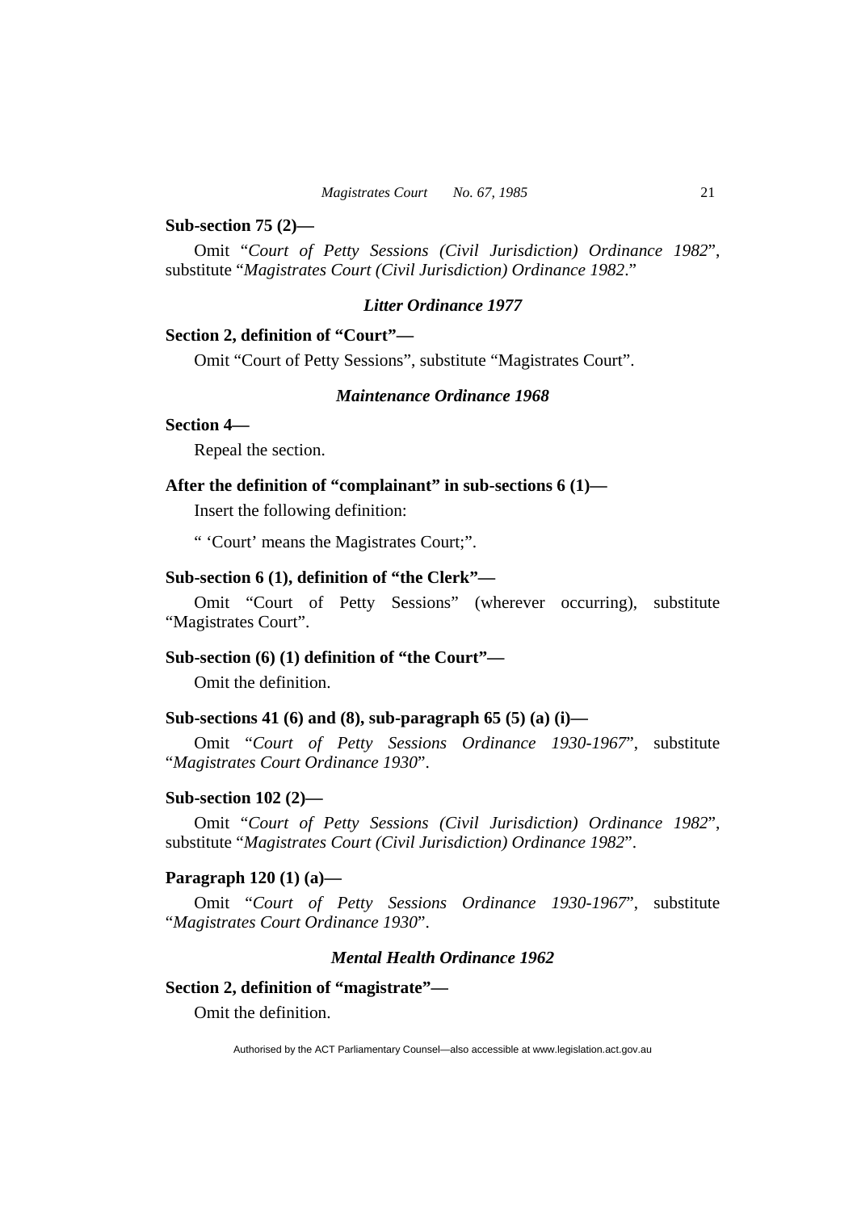**Sub-section 75 (2)—**

Omit "*Court of Petty Sessions (Civil Jurisdiction) Ordinance 1982*", substitute "*Magistrates Court (Civil Jurisdiction) Ordinance 1982*."

### *Litter Ordinance 1977*

**Section 2, definition of "Court"—**

Omit "Court of Petty Sessions", substitute "Magistrates Court".

### *Maintenance Ordinance 1968*

**Section 4—**

Repeal the section.

**After the definition of "complainant" in sub-sections 6 (1)—**

Insert the following definition:

" 'Court' means the Magistrates Court;".

**Sub-section 6 (1), definition of "the Clerk"—**

Omit "Court of Petty Sessions" (wherever occurring), substitute "Magistrates Court".

**Sub-section (6) (1) definition of "the Court"—**

Omit the definition.

**Sub-sections 41 (6) and (8), sub-paragraph 65 (5) (a) (i)—**

Omit "*Court of Petty Sessions Ordinance 1930-1967*", substitute "*Magistrates Court Ordinance 1930*".

**Sub-section 102 (2)—**

Omit "*Court of Petty Sessions (Civil Jurisdiction) Ordinance 1982*", substitute "*Magistrates Court (Civil Jurisdiction) Ordinance 1982*".

**Paragraph 120 (1) (a)—**

Omit "*Court of Petty Sessions Ordinance 1930-1967*", substitute "*Magistrates Court Ordinance 1930*".

### *Mental Health Ordinance 1962*

**Section 2, definition of "magistrate"—**

Omit the definition.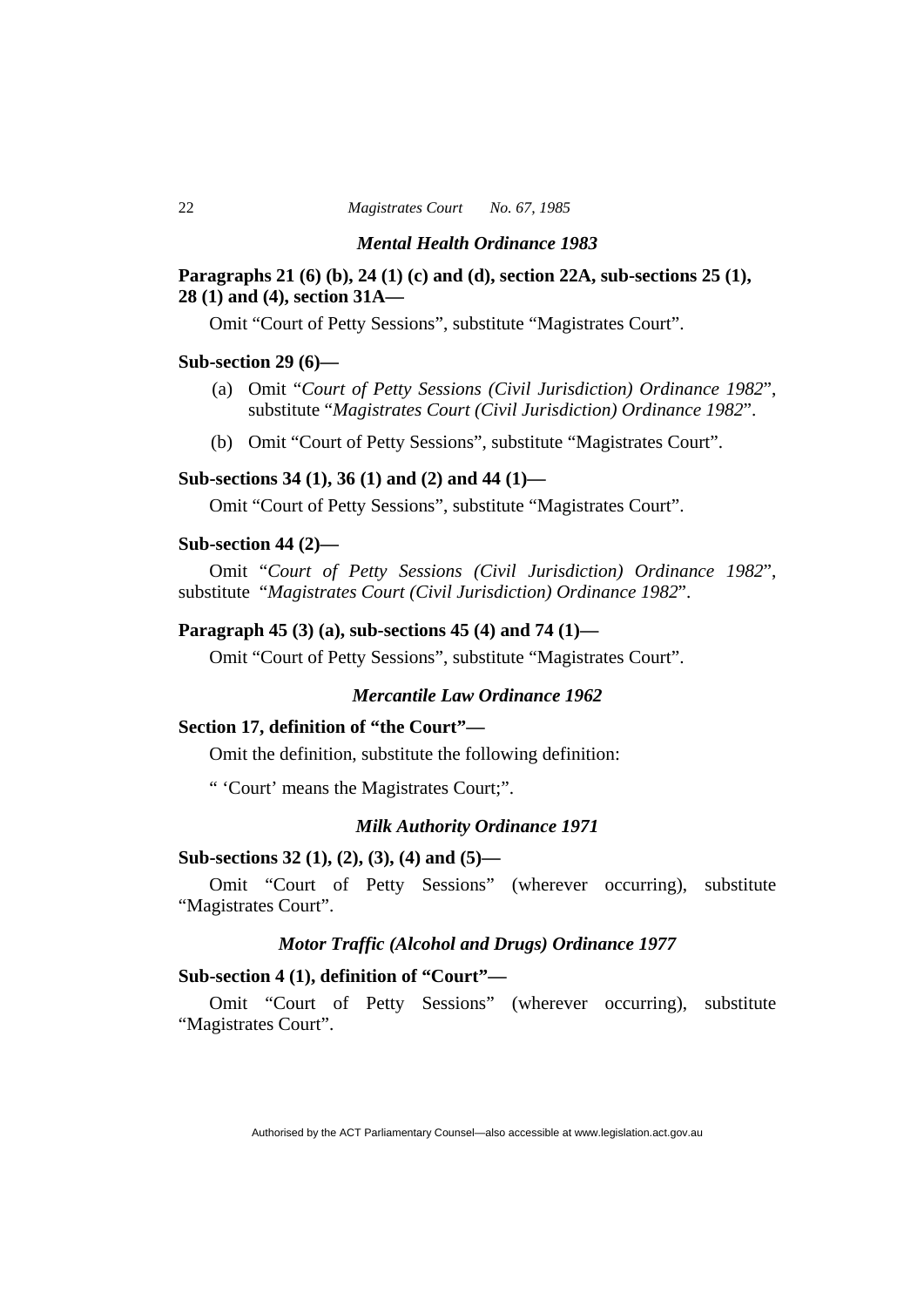### *Mental Health Ordinance 1983*

**Paragraphs 21 (6) (b), 24 (1) (c) and (d), section 22A, sub-sections 25 (1), 28 (1) and (4), section 31A—**

Omit "Court of Petty Sessions", substitute "Magistrates Court".

**Sub-section 29 (6)—**

(a) Omit "*Court of Petty Sessions (Civil Jurisdiction) Ordinance 1982*", substitute "*Magistrates Court (Civil Jurisdiction) Ordinance 1982*".

(b) Omit "Court of Petty Sessions", substitute "Magistrates Court".

**Sub-sections 34 (1), 36 (1) and (2) and 44 (1)—**

Omit "Court of Petty Sessions", substitute "Magistrates Court".

**Sub-section 44 (2)—**

Omit "*Court of Petty Sessions (Civil Jurisdiction) Ordinance 1982*", substitute "*Magistrates Court (Civil Jurisdiction) Ordinance 1982*".

**Paragraph 45 (3) (a), sub-sections 45 (4) and 74 (1)—**

Omit "Court of Petty Sessions", substitute "Magistrates Court".

### *Mercantile Law Ordinance 1962*

**Section 17, definition of "the Court"—**

Omit the definition, substitute the following definition:

" 'Court' means the Magistrates Court;".

### *Milk Authority Ordinance 1971*

**Sub-sections 32 (1), (2), (3), (4) and (5)—**

Omit "Court of Petty Sessions" (wherever occurring), substitute "Magistrates Court".

### *Motor Traffic (Alcohol and Drugs) Ordinance 1977*

**Sub-section 4 (1), definition of "Court"—**

Omit "Court of Petty Sessions" (wherever occurring), substitute "Magistrates Court".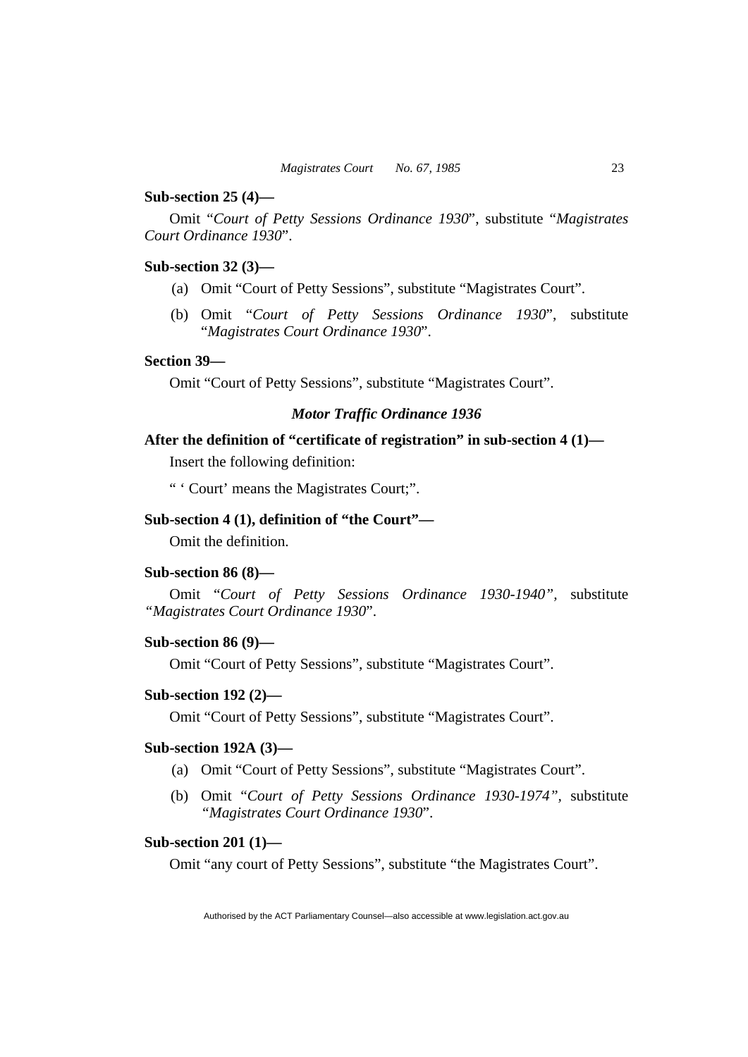**Sub-section 25 (4)—**

Omit "*Court of Petty Sessions Ordinance 1930*", substitute "*Magistrates Court Ordinance 1930*".

**Sub-section 32 (3)—**

(a) Omit "Court of Petty Sessions", substitute "Magistrates Court".

(b) Omit "*Court of Petty Sessions Ordinance 1930*", substitute "*Magistrates Court Ordinance 1930*".

**Section 39—**

Omit "Court of Petty Sessions", substitute "Magistrates Court".

***Motor Traffic Ordinance 1936***

**After the definition of "certificate of registration" in sub-section 4 (1)—**

Insert the following definition:

" 'Court' means the Magistrates Court;".

**Sub-section 4 (1), definition of "the Court"—**

Omit the definition.

**Sub-section 86 (8)—**

Omit "*Court of Petty Sessions Ordinance 1930-1940",* substitute *"Magistrates Court Ordinance 1930*".

**Sub-section 86 (9)—**

Omit "Court of Petty Sessions", substitute "Magistrates Court".

**Sub-section 192 (2)—**

Omit "Court of Petty Sessions", substitute "Magistrates Court".

**Sub-section 192A (3)—**

(a) Omit "Court of Petty Sessions", substitute "Magistrates Court".

(b) Omit "*Court of Petty Sessions Ordinance 1930-1974",* substitute *"Magistrates Court Ordinance 1930*".

**Sub-section 201 (1)—**

Omit "any court of Petty Sessions", substitute "the Magistrates Court".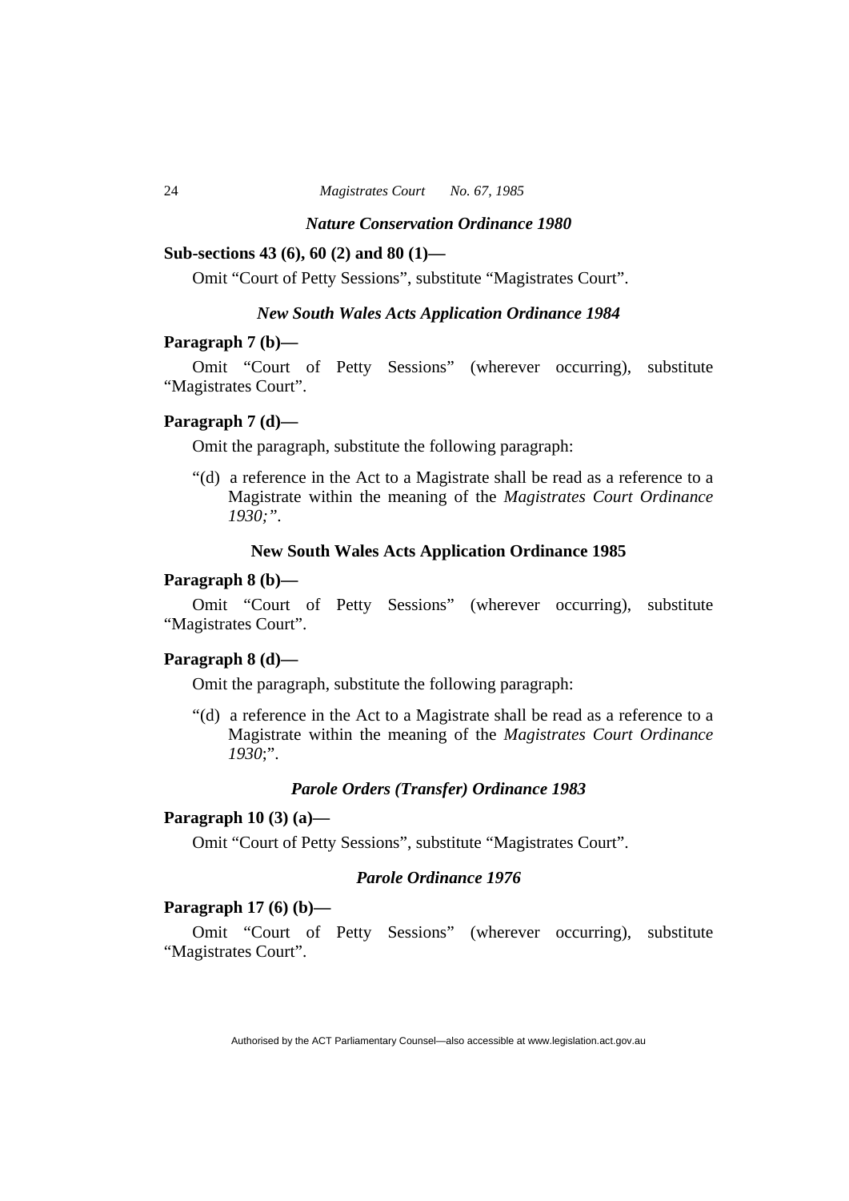### *Nature Conservation Ordinance 1980*

**Sub-sections 43 (6), 60 (2) and 80 (1)—**

Omit "Court of Petty Sessions", substitute "Magistrates Court".

### *New South Wales Acts Application Ordinance 1984*

**Paragraph 7 (b)—**

Omit "Court of Petty Sessions" (wherever occurring), substitute "Magistrates Court".

**Paragraph 7 (d)—**

Omit the paragraph, substitute the following paragraph:

"(d) a reference in the Act to a Magistrate shall be read as a reference to a Magistrate within the meaning of the *Magistrates Court Ordinance 1930;"*.

### **New South Wales Acts Application Ordinance 1985**

**Paragraph 8 (b)—**

Omit "Court of Petty Sessions" (wherever occurring), substitute "Magistrates Court".

**Paragraph 8 (d)—**

Omit the paragraph, substitute the following paragraph:

"(d) a reference in the Act to a Magistrate shall be read as a reference to a Magistrate within the meaning of the *Magistrates Court Ordinance 1930*;".

### *Parole Orders (Transfer) Ordinance 1983*

**Paragraph 10 (3) (a)—**

Omit "Court of Petty Sessions", substitute "Magistrates Court".

### *Parole Ordinance 1976*

**Paragraph 17 (6) (b)—**

Omit "Court of Petty Sessions" (wherever occurring), substitute "Magistrates Court".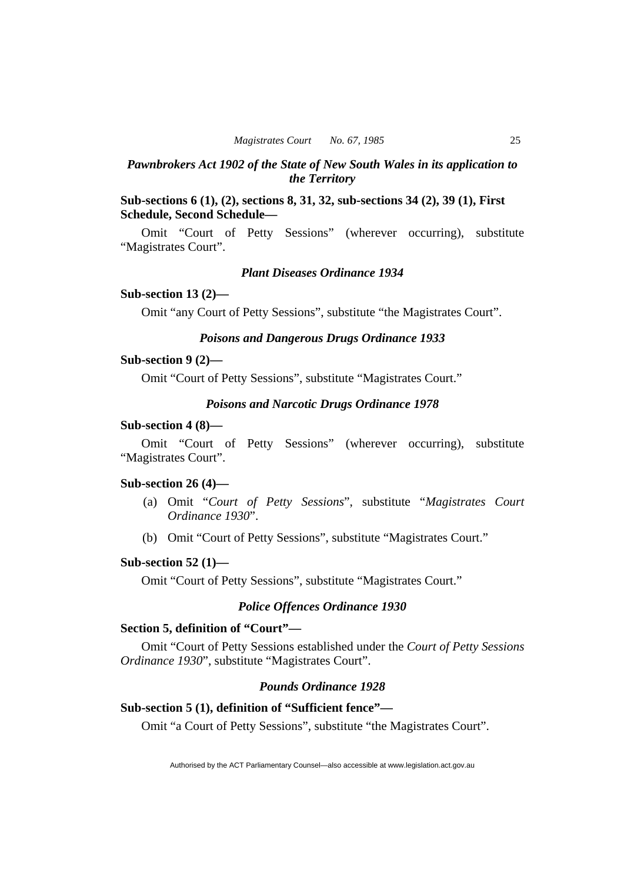### *Pawnbrokers Act 1902 of the State of New South Wales in its application to the Territory*

**Sub-sections 6 (1), (2), sections 8, 31, 32, sub-sections 34 (2), 39 (1), First Schedule, Second Schedule—**

Omit "Court of Petty Sessions" (wherever occurring), substitute "Magistrates Court".

### *Plant Diseases Ordinance 1934*

**Sub-section 13 (2)—**

Omit "any Court of Petty Sessions", substitute "the Magistrates Court".

### *Poisons and Dangerous Drugs Ordinance 1933*

**Sub-section 9 (2)—**

Omit "Court of Petty Sessions", substitute "Magistrates Court."

### *Poisons and Narcotic Drugs Ordinance 1978*

**Sub-section 4 (8)—**

Omit "Court of Petty Sessions" (wherever occurring), substitute "Magistrates Court".

**Sub-section 26 (4)—**

(a) Omit "*Court of Petty Sessions*", substitute "*Magistrates Court Ordinance 1930*".

(b) Omit "Court of Petty Sessions", substitute "Magistrates Court."

**Sub-section 52 (1)—**

Omit "Court of Petty Sessions", substitute "Magistrates Court."

### *Police Offences Ordinance 1930*

**Section 5, definition of "Court"—**

Omit "Court of Petty Sessions established under the *Court of Petty Sessions Ordinance 1930*", substitute "Magistrates Court".

### *Pounds Ordinance 1928*

**Sub-section 5 (1), definition of "Sufficient fence"—**

Omit "a Court of Petty Sessions", substitute "the Magistrates Court".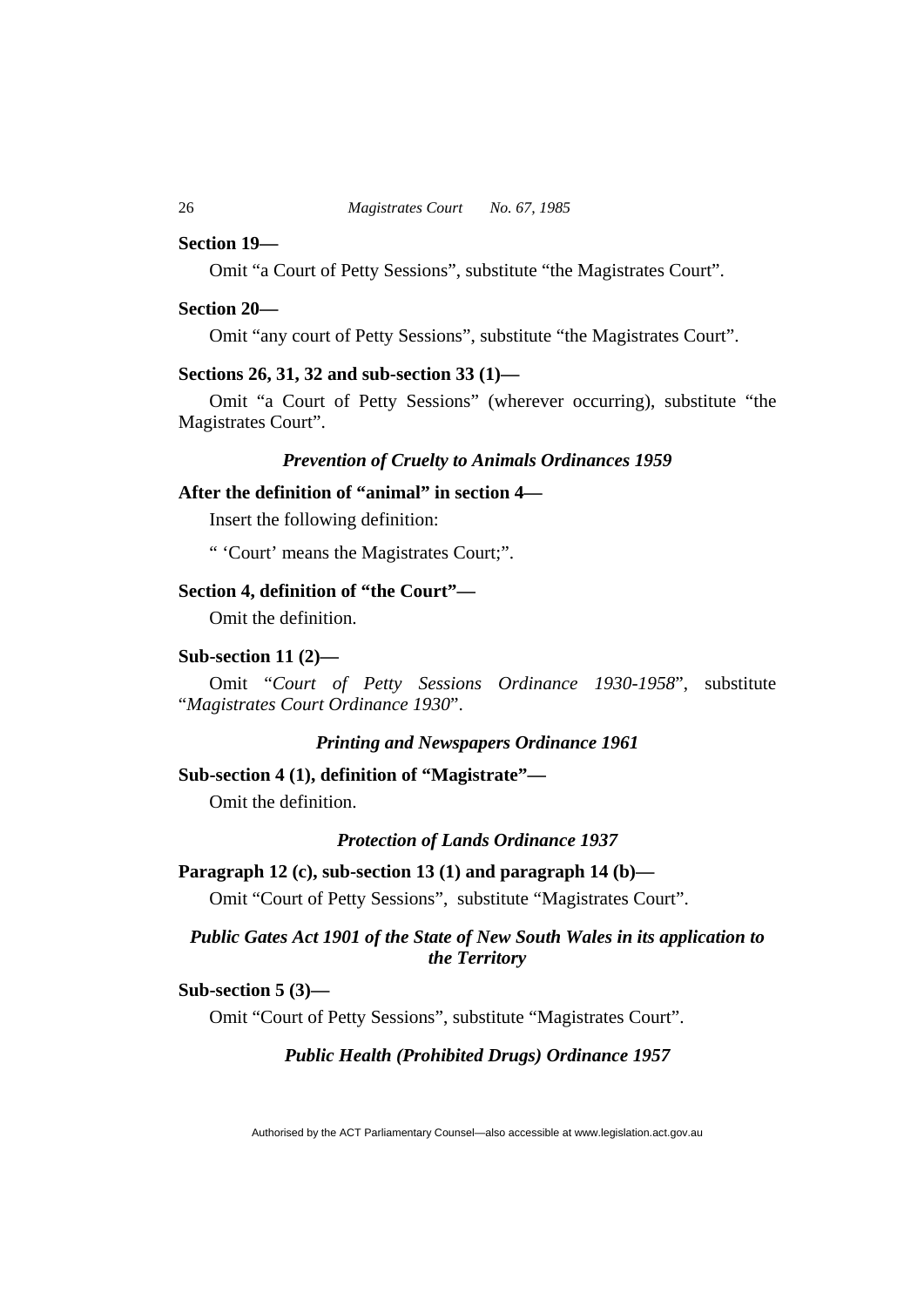**Section 19—**

Omit “a Court of Petty Sessions”, substitute “the Magistrates Court”.

**Section 20—**

Omit “any court of Petty Sessions”, substitute “the Magistrates Court”.

**Sections 26, 31, 32 and sub-section 33 (1)—**

Omit “a Court of Petty Sessions” (wherever occurring), substitute “the Magistrates Court”.

***Prevention of Cruelty to Animals Ordinances 1959***

**After the definition of “animal” in section 4—**

Insert the following definition:

“ ‘Court’ means the Magistrates Court;”.

**Section 4, definition of “the Court”—**

Omit the definition.

**Sub-section 11 (2)—**

Omit “*Court of Petty Sessions Ordinance 1930-1958*”, substitute “*Magistrates Court Ordinance 1930*”.

***Printing and Newspapers Ordinance 1961***

**Sub-section 4 (1), definition of “Magistrate”—**

Omit the definition.

***Protection of Lands Ordinance 1937***

**Paragraph 12 (c), sub-section 13 (1) and paragraph 14 (b)—**

Omit “Court of Petty Sessions”, substitute “Magistrates Court”.

***Public Gates Act 1901 of the State of New South Wales in its application to the Territory***

**Sub-section 5 (3)—**

Omit “Court of Petty Sessions”, substitute “Magistrates Court”.

***Public Health (Prohibited Drugs) Ordinance 1957***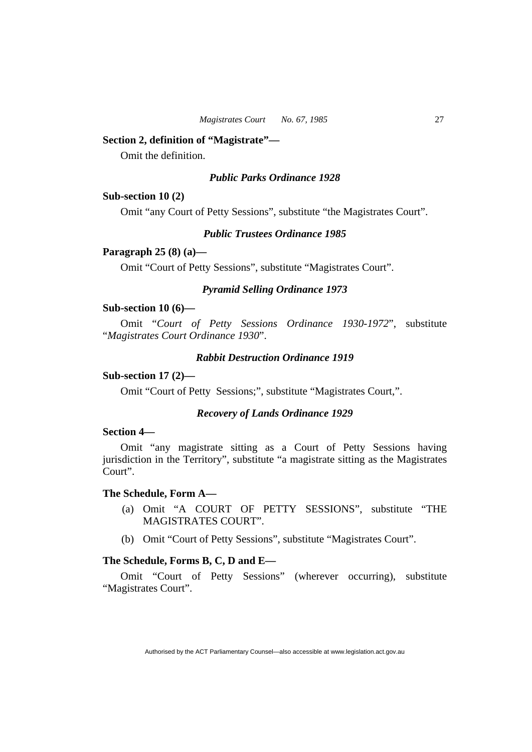**Section 2, definition of "Magistrate"—**

Omit the definition.

### *Public Parks Ordinance 1928*

**Sub-section 10 (2)**

Omit "any Court of Petty Sessions", substitute "the Magistrates Court".

### *Public Trustees Ordinance 1985*

**Paragraph 25 (8) (a)—**

Omit "Court of Petty Sessions", substitute "Magistrates Court".

### *Pyramid Selling Ordinance 1973*

**Sub-section 10 (6)—**

Omit "*Court of Petty Sessions Ordinance 1930-1972*", substitute "*Magistrates Court Ordinance 1930*".

### *Rabbit Destruction Ordinance 1919*

**Sub-section 17 (2)—**

Omit "Court of Petty Sessions;", substitute "Magistrates Court,".

### *Recovery of Lands Ordinance 1929*

**Section 4—**

Omit "any magistrate sitting as a Court of Petty Sessions having jurisdiction in the Territory", substitute "a magistrate sitting as the Magistrates Court".

**The Schedule, Form A—**

(a) Omit "A COURT OF PETTY SESSIONS", substitute "THE MAGISTRATES COURT".

(b) Omit "Court of Petty Sessions", substitute "Magistrates Court".

**The Schedule, Forms B, C, D and E—**

Omit "Court of Petty Sessions" (wherever occurring), substitute "Magistrates Court".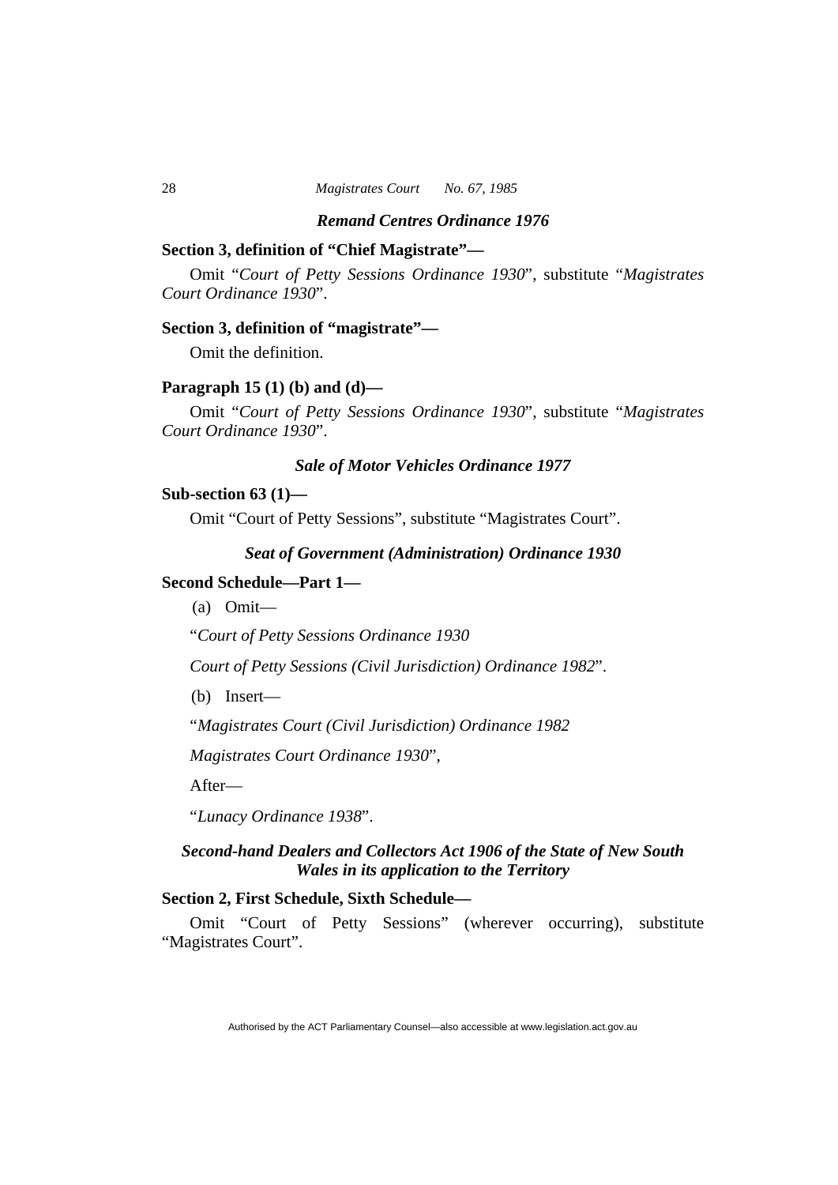### *Remand Centres Ordinance 1976*

**Section 3, definition of "Chief Magistrate"—**

Omit "*Court of Petty Sessions Ordinance 1930*", substitute "*Magistrates Court Ordinance 1930*".

**Section 3, definition of "magistrate"—**

Omit the definition.

**Paragraph 15 (1) (b) and (d)—**

Omit "*Court of Petty Sessions Ordinance 1930*", substitute "*Magistrates Court Ordinance 1930*".

### *Sale of Motor Vehicles Ordinance 1977*

**Sub-section 63 (1)—**

Omit "Court of Petty Sessions", substitute "Magistrates Court".

### *Seat of Government (Administration) Ordinance 1930*

**Second Schedule—Part 1—**

(a) Omit—

"*Court of Petty Sessions Ordinance 1930*

*Court of Petty Sessions (Civil Jurisdiction) Ordinance 1982*".

(b) Insert—

"*Magistrates Court (Civil Jurisdiction) Ordinance 1982*

*Magistrates Court Ordinance 1930*",

After—

"*Lunacy Ordinance 1938*".

### *Second-hand Dealers and Collectors Act 1906 of the State of New South Wales in its application to the Territory*

**Section 2, First Schedule, Sixth Schedule—**

Omit "Court of Petty Sessions" (wherever occurring), substitute "Magistrates Court".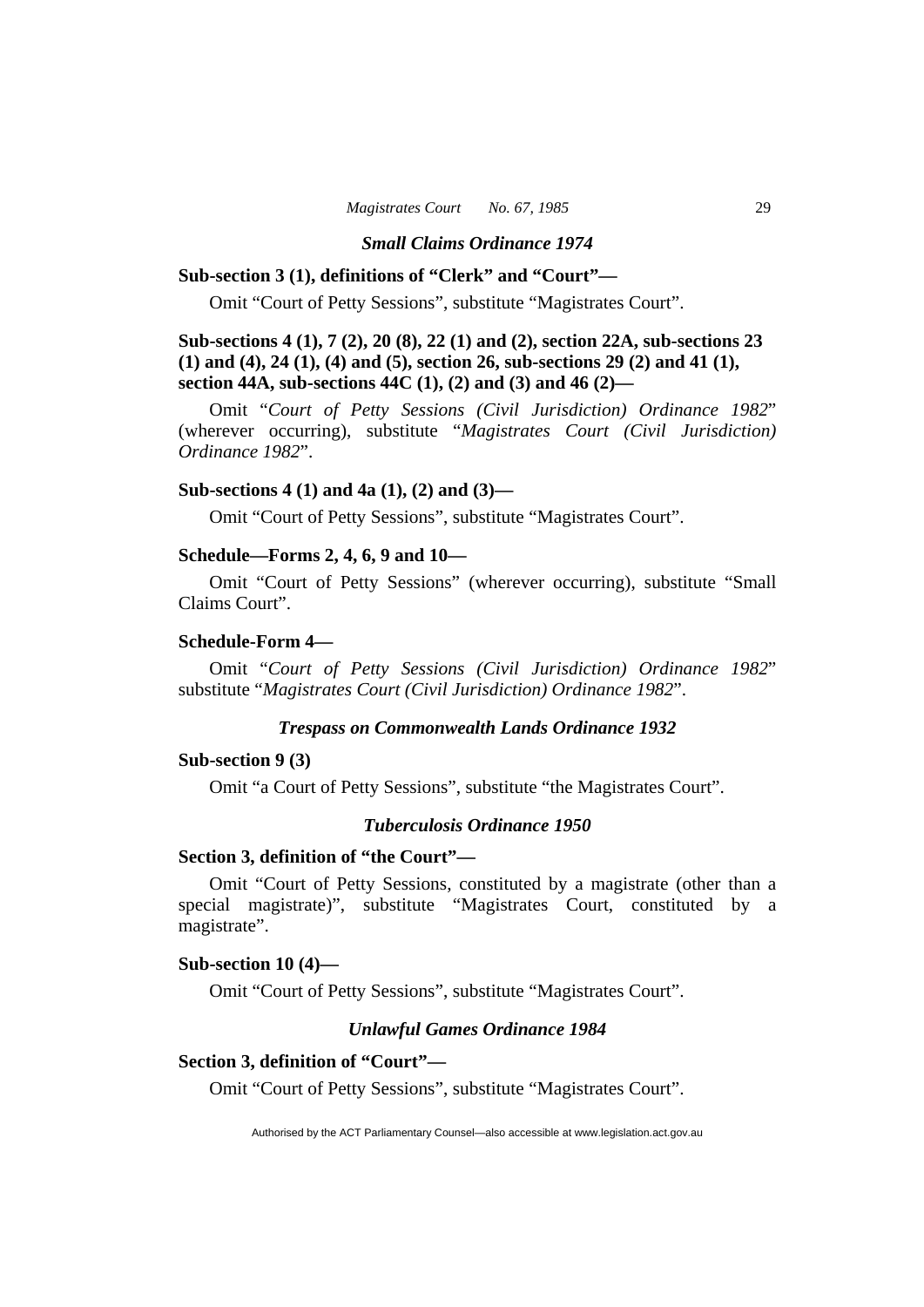### *Small Claims Ordinance 1974*

**Sub-section 3 (1), definitions of "Clerk" and "Court"—**

Omit "Court of Petty Sessions", substitute "Magistrates Court".

**Sub-sections 4 (1), 7 (2), 20 (8), 22 (1) and (2), section 22A, sub-sections 23 (1) and (4), 24 (1), (4) and (5), section 26, sub-sections 29 (2) and 41 (1), section 44A, sub-sections 44C (1), (2) and (3) and 46 (2)—**

Omit "*Court of Petty Sessions (Civil Jurisdiction) Ordinance 1982*" (wherever occurring), substitute "*Magistrates Court (Civil Jurisdiction) Ordinance 1982*".

**Sub-sections 4 (1) and 4a (1), (2) and (3)—**

Omit "Court of Petty Sessions", substitute "Magistrates Court".

**Schedule—Forms 2, 4, 6, 9 and 10—**

Omit "Court of Petty Sessions" (wherever occurring), substitute "Small Claims Court".

**Schedule-Form 4—**

Omit "*Court of Petty Sessions (Civil Jurisdiction) Ordinance 1982*" substitute "*Magistrates Court (Civil Jurisdiction) Ordinance 1982*".

### *Trespass on Commonwealth Lands Ordinance 1932*

**Sub-section 9 (3)**

Omit "a Court of Petty Sessions", substitute "the Magistrates Court".

### *Tuberculosis Ordinance 1950*

**Section 3, definition of "the Court"—**

Omit "Court of Petty Sessions, constituted by a magistrate (other than a special magistrate)", substitute "Magistrates Court, constituted by a magistrate".

**Sub-section 10 (4)—**

Omit "Court of Petty Sessions", substitute "Magistrates Court".

### *Unlawful Games Ordinance 1984*

**Section 3, definition of "Court"—**

Omit "Court of Petty Sessions", substitute "Magistrates Court".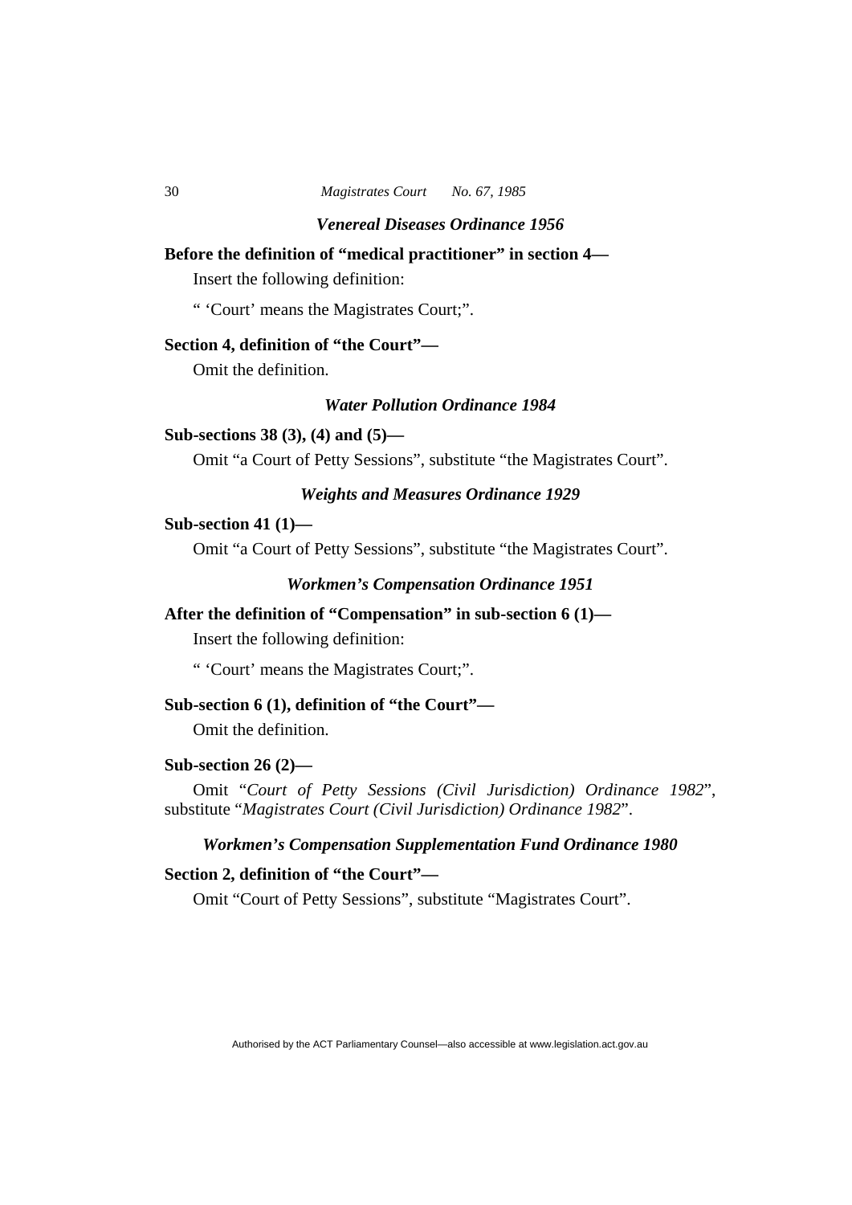### *Venereal Diseases Ordinance 1956*

**Before the definition of "medical practitioner" in section 4—**

Insert the following definition:

" 'Court' means the Magistrates Court;".

**Section 4, definition of "the Court"—**

Omit the definition.

### *Water Pollution Ordinance 1984*

**Sub-sections 38 (3), (4) and (5)—**

Omit "a Court of Petty Sessions", substitute "the Magistrates Court".

### *Weights and Measures Ordinance 1929*

**Sub-section 41 (1)—**

Omit "a Court of Petty Sessions", substitute "the Magistrates Court".

### *Workmen's Compensation Ordinance 1951*

**After the definition of "Compensation" in sub-section 6 (1)—**

Insert the following definition:

" 'Court' means the Magistrates Court;".

**Sub-section 6 (1), definition of "the Court"—**

Omit the definition.

**Sub-section 26 (2)—**

Omit "*Court of Petty Sessions (Civil Jurisdiction) Ordinance 1982*", substitute "*Magistrates Court (Civil Jurisdiction) Ordinance 1982*".

### *Workmen's Compensation Supplementation Fund Ordinance 1980*

**Section 2, definition of "the Court"—**

Omit "Court of Petty Sessions", substitute "Magistrates Court".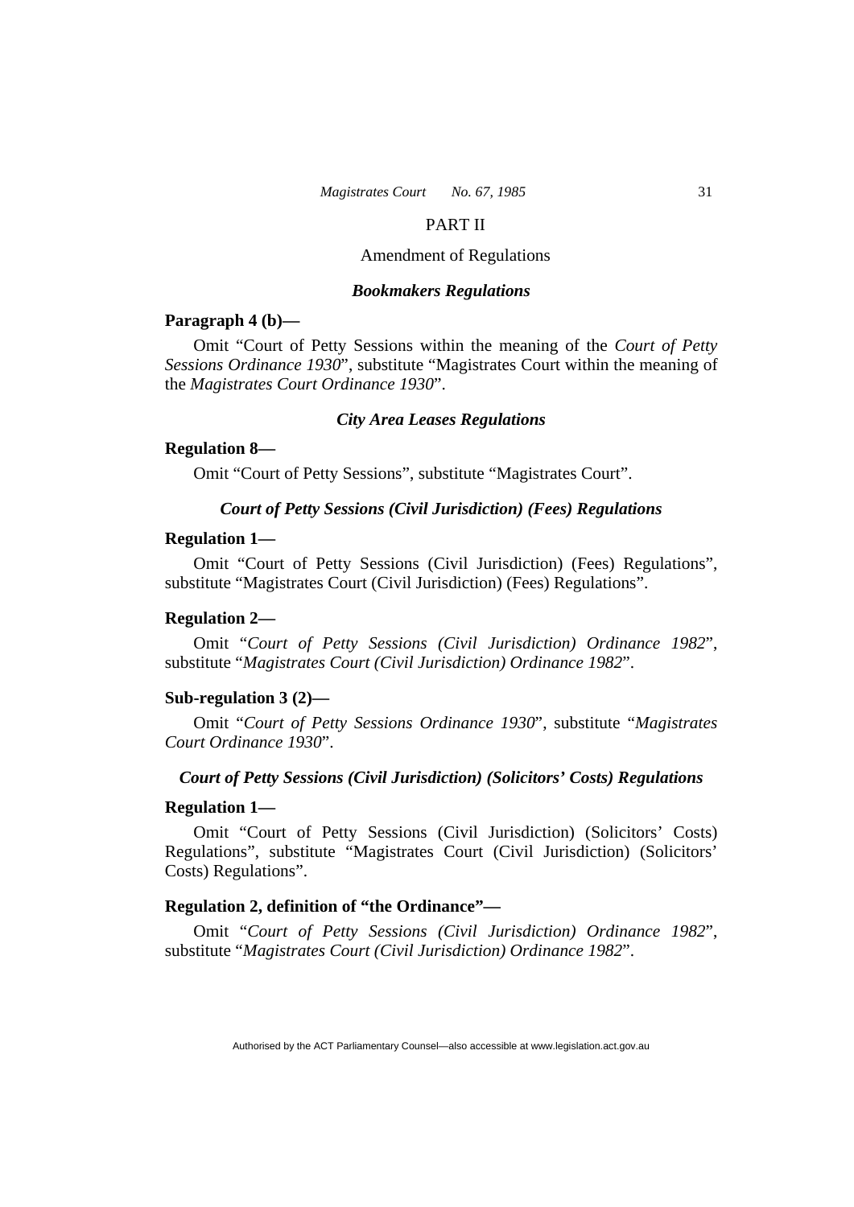## PART II

### Amendment of Regulations

### *Bookmakers Regulations*

**Paragraph 4 (b)—**

Omit "Court of Petty Sessions within the meaning of the *Court of Petty Sessions Ordinance 1930*", substitute "Magistrates Court within the meaning of the *Magistrates Court Ordinance 1930*".

### *City Area Leases Regulations*

**Regulation 8—**

Omit "Court of Petty Sessions", substitute "Magistrates Court".

### *Court of Petty Sessions (Civil Jurisdiction) (Fees) Regulations*

**Regulation 1—**

Omit "Court of Petty Sessions (Civil Jurisdiction) (Fees) Regulations", substitute "Magistrates Court (Civil Jurisdiction) (Fees) Regulations".

**Regulation 2—**

Omit "*Court of Petty Sessions (Civil Jurisdiction) Ordinance 1982*", substitute "*Magistrates Court (Civil Jurisdiction) Ordinance 1982*".

**Sub-regulation 3 (2)—**

Omit "*Court of Petty Sessions Ordinance 1930*", substitute "*Magistrates Court Ordinance 1930*".

### *Court of Petty Sessions (Civil Jurisdiction) (Solicitors' Costs) Regulations*

**Regulation 1—**

Omit "Court of Petty Sessions (Civil Jurisdiction) (Solicitors' Costs) Regulations", substitute "Magistrates Court (Civil Jurisdiction) (Solicitors' Costs) Regulations".

**Regulation 2, definition of "the Ordinance"—**

Omit "*Court of Petty Sessions (Civil Jurisdiction) Ordinance 1982*", substitute "*Magistrates Court (Civil Jurisdiction) Ordinance 1982*".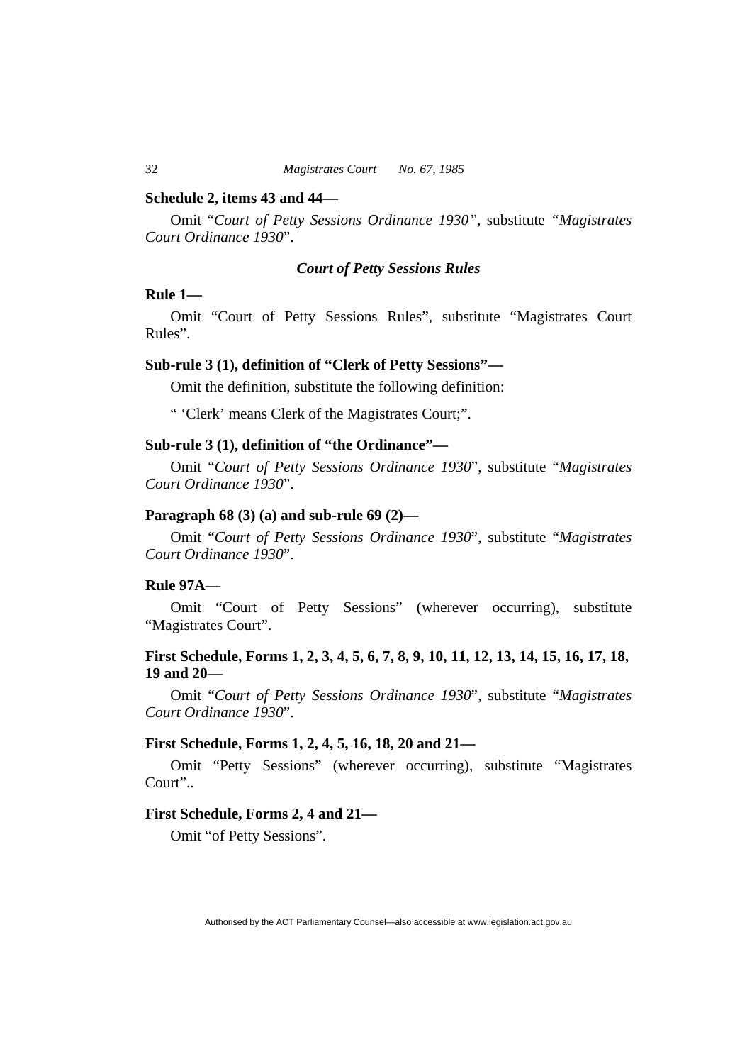**Schedule 2, items 43 and 44—**

Omit "*Court of Petty Sessions Ordinance 1930"*, substitute *"Magistrates Court Ordinance 1930*".

### *Court of Petty Sessions Rules*

**Rule 1—**

Omit "Court of Petty Sessions Rules", substitute "Magistrates Court Rules".

**Sub-rule 3 (1), definition of "Clerk of Petty Sessions"—**

Omit the definition, substitute the following definition:

" 'Clerk' means Clerk of the Magistrates Court;".

**Sub-rule 3 (1), definition of "the Ordinance"—**

Omit "*Court of Petty Sessions Ordinance 1930*", substitute "*Magistrates Court Ordinance 1930*".

**Paragraph 68 (3) (a) and sub-rule 69 (2)—**

Omit "*Court of Petty Sessions Ordinance 1930*", substitute "*Magistrates Court Ordinance 1930*".

**Rule 97A—**

Omit "Court of Petty Sessions" (wherever occurring), substitute "Magistrates Court".

**First Schedule, Forms 1, 2, 3, 4, 5, 6, 7, 8, 9, 10, 11, 12, 13, 14, 15, 16, 17, 18, 19 and 20—**

Omit "*Court of Petty Sessions Ordinance 1930*", substitute "*Magistrates Court Ordinance 1930*".

**First Schedule, Forms 1, 2, 4, 5, 16, 18, 20 and 21—**

Omit "Petty Sessions" (wherever occurring), substitute "Magistrates Court"..

**First Schedule, Forms 2, 4 and 21—**

Omit "of Petty Sessions".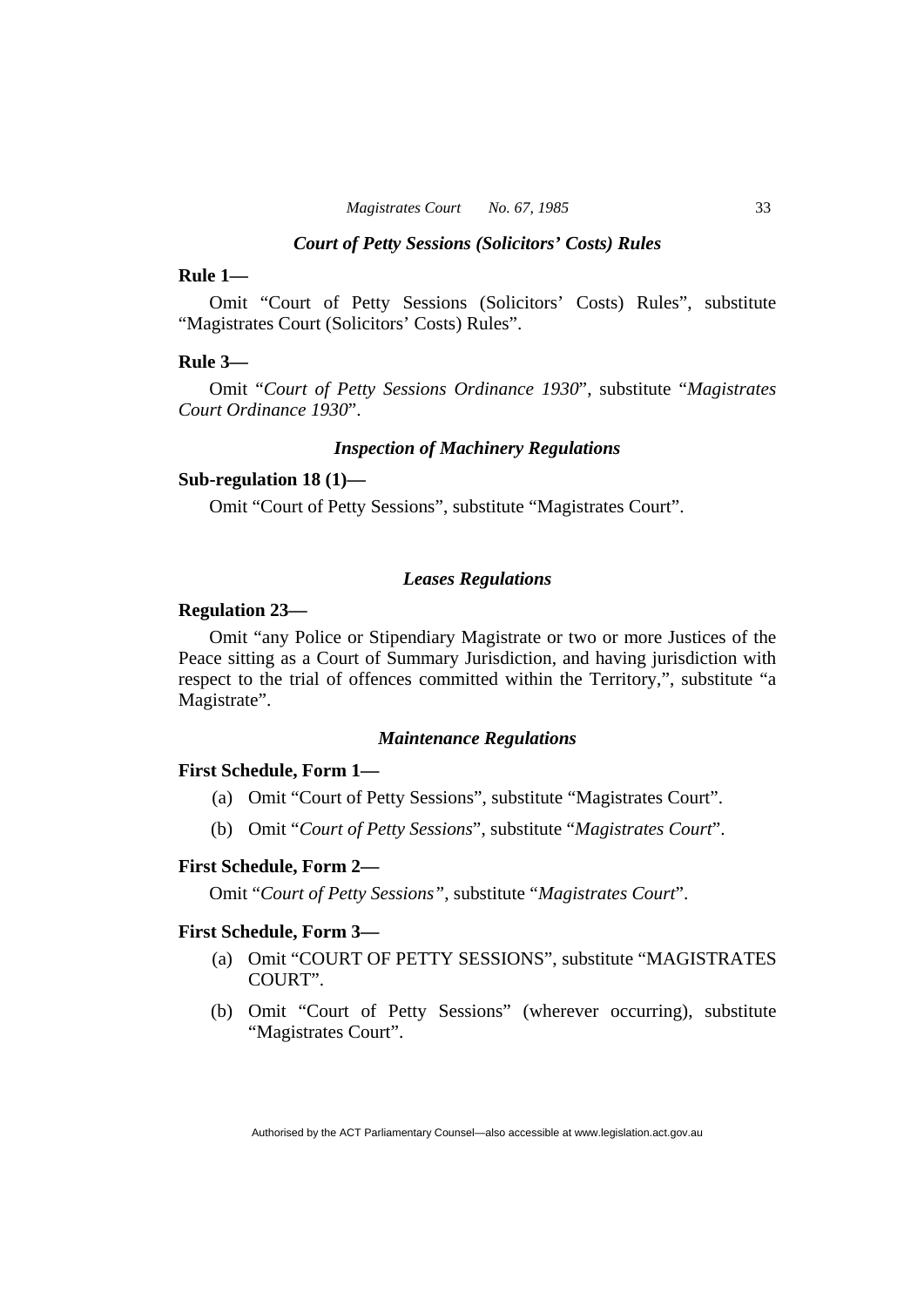### *Court of Petty Sessions (Solicitors' Costs) Rules*

**Rule 1—**

Omit "Court of Petty Sessions (Solicitors' Costs) Rules", substitute "Magistrates Court (Solicitors' Costs) Rules".

**Rule 3—**

Omit "*Court of Petty Sessions Ordinance 1930*", substitute "*Magistrates Court Ordinance 1930*".

### *Inspection of Machinery Regulations*

**Sub-regulation 18 (1)—**

Omit "Court of Petty Sessions", substitute "Magistrates Court".

### *Leases Regulations*

**Regulation 23—**

Omit "any Police or Stipendiary Magistrate or two or more Justices of the Peace sitting as a Court of Summary Jurisdiction, and having jurisdiction with respect to the trial of offences committed within the Territory,", substitute "a Magistrate".

### *Maintenance Regulations*

**First Schedule, Form 1—**

(a) Omit "Court of Petty Sessions", substitute "Magistrates Court".

(b) Omit "*Court of Petty Sessions*", substitute "*Magistrates Court*".

**First Schedule, Form 2—**

Omit "*Court of Petty Sessions"*, substitute "*Magistrates Court*".

**First Schedule, Form 3—**

(a) Omit "COURT OF PETTY SESSIONS", substitute "MAGISTRATES COURT".

(b) Omit "Court of Petty Sessions" (wherever occurring), substitute "Magistrates Court".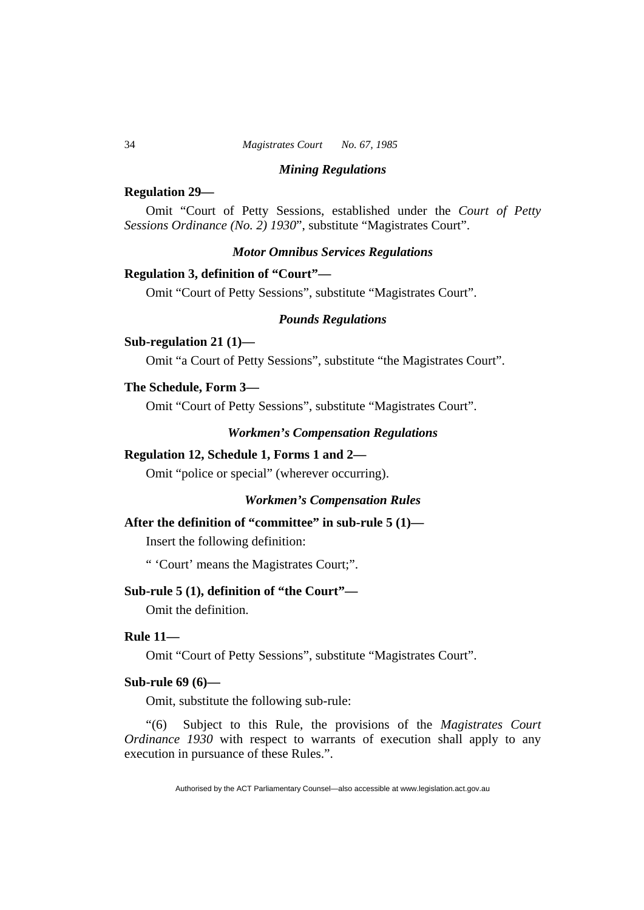### *Mining Regulations*

**Regulation 29—**

Omit "Court of Petty Sessions, established under the *Court of Petty Sessions Ordinance (No. 2) 1930*", substitute "Magistrates Court".

### *Motor Omnibus Services Regulations*

**Regulation 3, definition of "Court"—**

Omit "Court of Petty Sessions", substitute "Magistrates Court".

### *Pounds Regulations*

**Sub-regulation 21 (1)—**

Omit "a Court of Petty Sessions", substitute "the Magistrates Court".

**The Schedule, Form 3—**

Omit "Court of Petty Sessions", substitute "Magistrates Court".

### *Workmen's Compensation Regulations*

**Regulation 12, Schedule 1, Forms 1 and 2—**

Omit "police or special" (wherever occurring).

### *Workmen's Compensation Rules*

**After the definition of "committee" in sub-rule 5 (1)—**

Insert the following definition:

" 'Court' means the Magistrates Court;".

**Sub-rule 5 (1), definition of "the Court"—**

Omit the definition.

**Rule 11—**

Omit "Court of Petty Sessions", substitute "Magistrates Court".

**Sub-rule 69 (6)—**

Omit, substitute the following sub-rule:

"(6) Subject to this Rule, the provisions of the *Magistrates Court Ordinance 1930* with respect to warrants of execution shall apply to any execution in pursuance of these Rules.".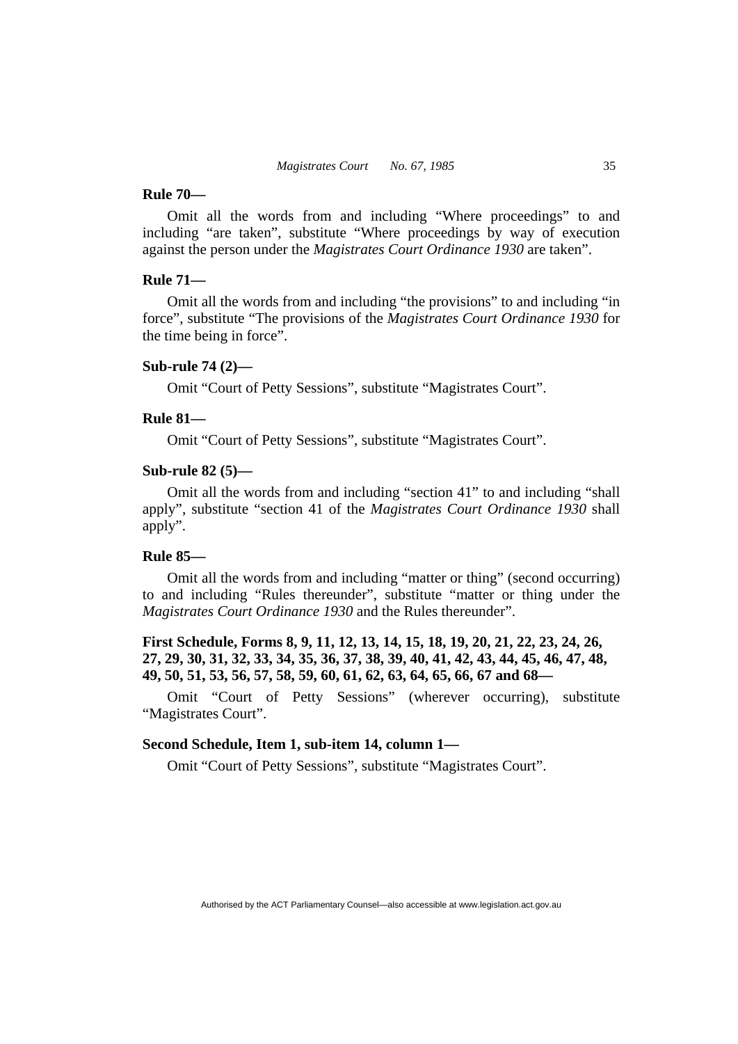**Rule 70—**

Omit all the words from and including "Where proceedings" to and including "are taken", substitute "Where proceedings by way of execution against the person under the *Magistrates Court Ordinance 1930* are taken".

**Rule 71—**

Omit all the words from and including "the provisions" to and including "in force", substitute "The provisions of the *Magistrates Court Ordinance 1930* for the time being in force".

**Sub-rule 74 (2)—**

Omit "Court of Petty Sessions", substitute "Magistrates Court".

**Rule 81—**

Omit "Court of Petty Sessions", substitute "Magistrates Court".

**Sub-rule 82 (5)—**

Omit all the words from and including "section 41" to and including "shall apply", substitute "section 41 of the *Magistrates Court Ordinance 1930* shall apply".

**Rule 85—**

Omit all the words from and including "matter or thing" (second occurring) to and including "Rules thereunder", substitute "matter or thing under the *Magistrates Court Ordinance 1930* and the Rules thereunder".

**First Schedule, Forms 8, 9, 11, 12, 13, 14, 15, 18, 19, 20, 21, 22, 23, 24, 26, 27, 29, 30, 31, 32, 33, 34, 35, 36, 37, 38, 39, 40, 41, 42, 43, 44, 45, 46, 47, 48, 49, 50, 51, 53, 56, 57, 58, 59, 60, 61, 62, 63, 64, 65, 66, 67 and 68—**

Omit "Court of Petty Sessions" (wherever occurring), substitute "Magistrates Court".

**Second Schedule, Item 1, sub-item 14, column 1—**

Omit "Court of Petty Sessions", substitute "Magistrates Court".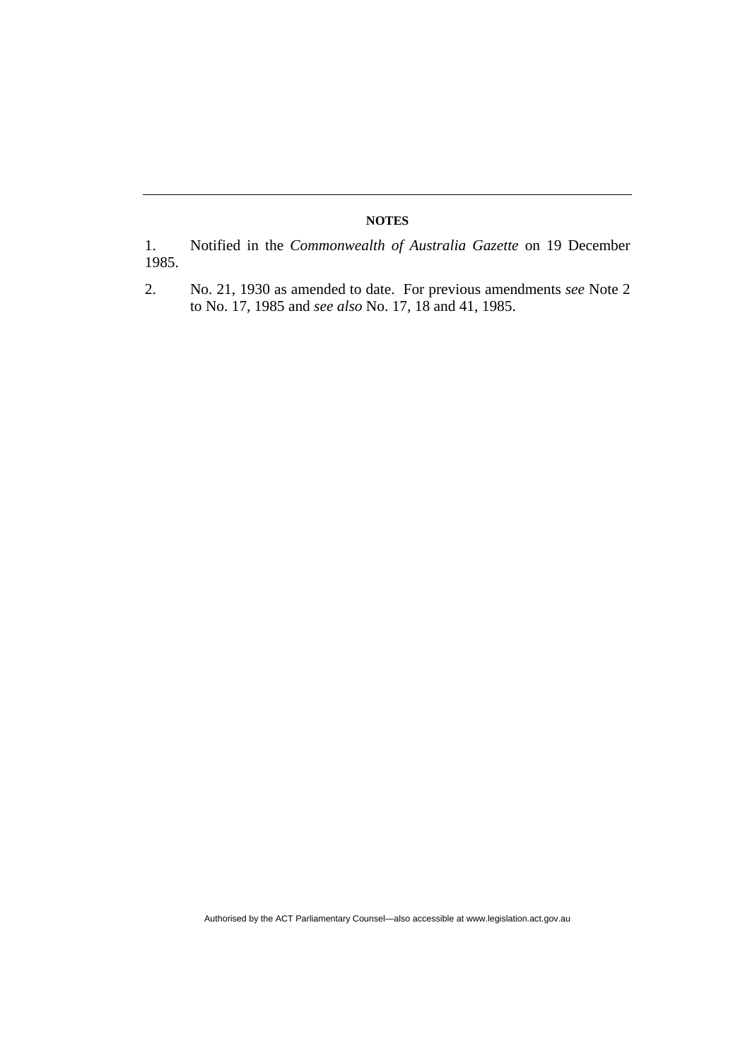---

**NOTES**

1. Notified in the *Commonwealth of Australia Gazette* on 19 December 1985.

2. No. 21, 1930 as amended to date. For previous amendments *see* Note 2 to No. 17, 1985 and *see also* No. 17, 18 and 41, 1985.